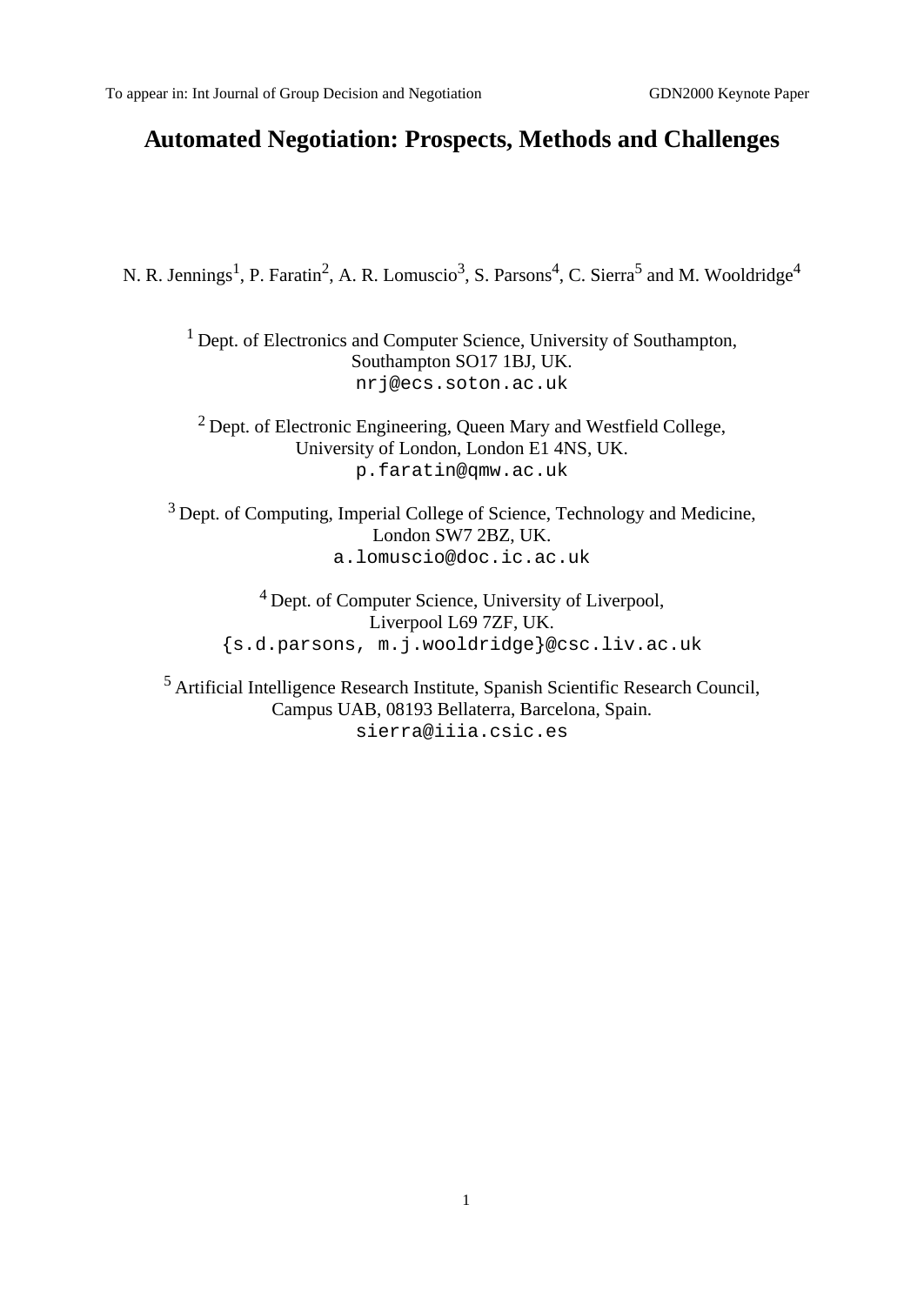To appear in: Int Journal of Group Decision and Negotiation GDN2000 Keynote Paper

# Automated Negotiation: Prospects, Methods and Challenges

N. R. Jennings[1], P. Faratin[2], A. R. Lomuscio[3], S. Parsons[4], C. Sierra[5] and M. Wooldridge[4]

[1] Dept. of Electronics and Computer Science, University of Southampton,
Southampton SO17 1BJ, UK.
nrj@ecs.soton.ac.uk

[2] Dept. of Electronic Engineering, Queen Mary and Westfield College,
University of London, London E1 4NS, UK.
p.faratin@qmw.ac.uk

[3] Dept. of Computing, Imperial College of Science, Technology and Medicine,
London SW7 2BZ, UK.
a.lomuscio@doc.ic.ac.uk

[4] Dept. of Computer Science, University of Liverpool,
Liverpool L69 7ZF, UK.
{s.d.parsons, m.j.wooldridge}@csc.liv.ac.uk

[5] Artificial Intelligence Research Institute, Spanish Scientific Research Council,
Campus UAB, 08193 Bellaterra, Barcelona, Spain.
sierra@iiia.csic.es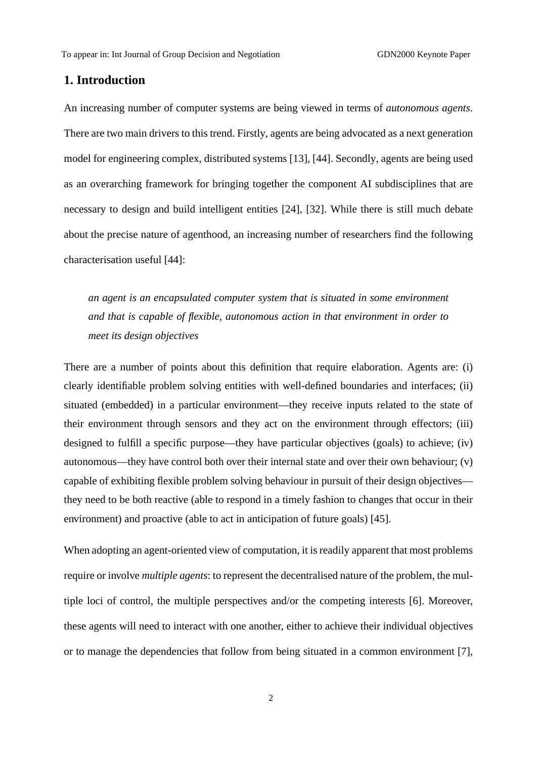## 1. Introduction

An increasing number of computer systems are being viewed in terms of *autonomous agents*. There are two main drivers to this trend. Firstly, agents are being advocated as a next generation model for engineering complex, distributed systems [13], [44]. Secondly, agents are being used as an overarching framework for bringing together the component AI subdisciplines that are necessary to design and build intelligent entities [24], [32]. While there is still much debate about the precise nature of agenthood, an increasing number of researchers find the following characterisation useful [44]:

> *an agent is an encapsulated computer system that is situated in some environment and that is capable of flexible, autonomous action in that environment in order to meet its design objectives*

There are a number of points about this definition that require elaboration. Agents are: (i) clearly identifiable problem solving entities with well-defined boundaries and interfaces; (ii) situated (embedded) in a particular environment—they receive inputs related to the state of their environment through sensors and they act on the environment through effectors; (iii) designed to fulfill a specific purpose—they have particular objectives (goals) to achieve; (iv) autonomous—they have control both over their internal state and over their own behaviour; (v) capable of exhibiting flexible problem solving behaviour in pursuit of their design objectives—they need to be both reactive (able to respond in a timely fashion to changes that occur in their environment) and proactive (able to act in anticipation of future goals) [45].

When adopting an agent-oriented view of computation, it is readily apparent that most problems require or involve *multiple agents*: to represent the decentralised nature of the problem, the multiple loci of control, the multiple perspectives and/or the competing interests [6]. Moreover, these agents will need to interact with one another, either to achieve their individual objectives or to manage the dependencies that follow from being situated in a common environment [7],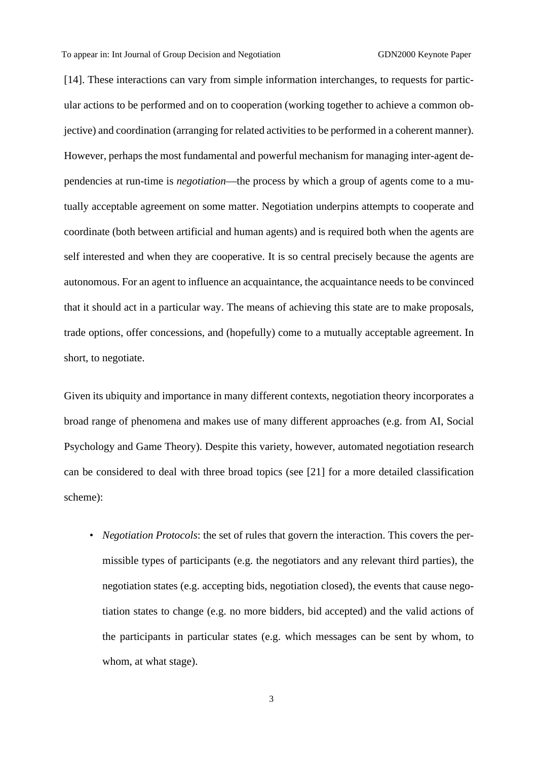[14]. These interactions can vary from simple information interchanges, to requests for particular actions to be performed and on to cooperation (working together to achieve a common objective) and coordination (arranging for related activities to be performed in a coherent manner). However, perhaps the most fundamental and powerful mechanism for managing inter-agent dependencies at run-time is *negotiation*—the process by which a group of agents come to a mutually acceptable agreement on some matter. Negotiation underpins attempts to cooperate and coordinate (both between artificial and human agents) and is required both when the agents are self interested and when they are cooperative. It is so central precisely because the agents are autonomous. For an agent to influence an acquaintance, the acquaintance needs to be convinced that it should act in a particular way. The means of achieving this state are to make proposals, trade options, offer concessions, and (hopefully) come to a mutually acceptable agreement. In short, to negotiate.

Given its ubiquity and importance in many different contexts, negotiation theory incorporates a broad range of phenomena and makes use of many different approaches (e.g. from AI, Social Psychology and Game Theory). Despite this variety, however, automated negotiation research can be considered to deal with three broad topics (see [21] for a more detailed classification scheme):

- *Negotiation Protocols*: the set of rules that govern the interaction. This covers the permissible types of participants (e.g. the negotiators and any relevant third parties), the negotiation states (e.g. accepting bids, negotiation closed), the events that cause negotiation states to change (e.g. no more bidders, bid accepted) and the valid actions of the participants in particular states (e.g. which messages can be sent by whom, to whom, at what stage).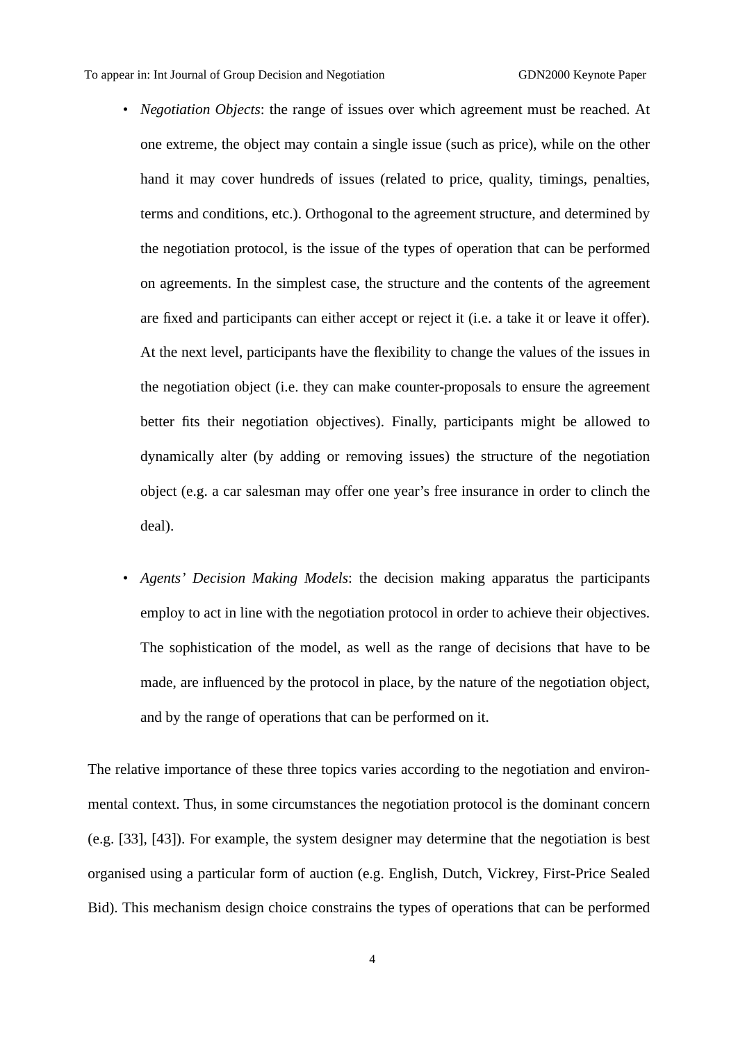- *Negotiation Objects*: the range of issues over which agreement must be reached. At one extreme, the object may contain a single issue (such as price), while on the other hand it may cover hundreds of issues (related to price, quality, timings, penalties, terms and conditions, etc.). Orthogonal to the agreement structure, and determined by the negotiation protocol, is the issue of the types of operation that can be performed on agreements. In the simplest case, the structure and the contents of the agreement are fixed and participants can either accept or reject it (i.e. a take it or leave it offer). At the next level, participants have the flexibility to change the values of the issues in the negotiation object (i.e. they can make counter-proposals to ensure the agreement better fits their negotiation objectives). Finally, participants might be allowed to dynamically alter (by adding or removing issues) the structure of the negotiation object (e.g. a car salesman may offer one year's free insurance in order to clinch the deal).

- *Agents' Decision Making Models*: the decision making apparatus the participants employ to act in line with the negotiation protocol in order to achieve their objectives. The sophistication of the model, as well as the range of decisions that have to be made, are influenced by the protocol in place, by the nature of the negotiation object, and by the range of operations that can be performed on it.

The relative importance of these three topics varies according to the negotiation and environmental context. Thus, in some circumstances the negotiation protocol is the dominant concern (e.g. [33], [43]). For example, the system designer may determine that the negotiation is best organised using a particular form of auction (e.g. English, Dutch, Vickrey, First-Price Sealed Bid). This mechanism design choice constrains the types of operations that can be performed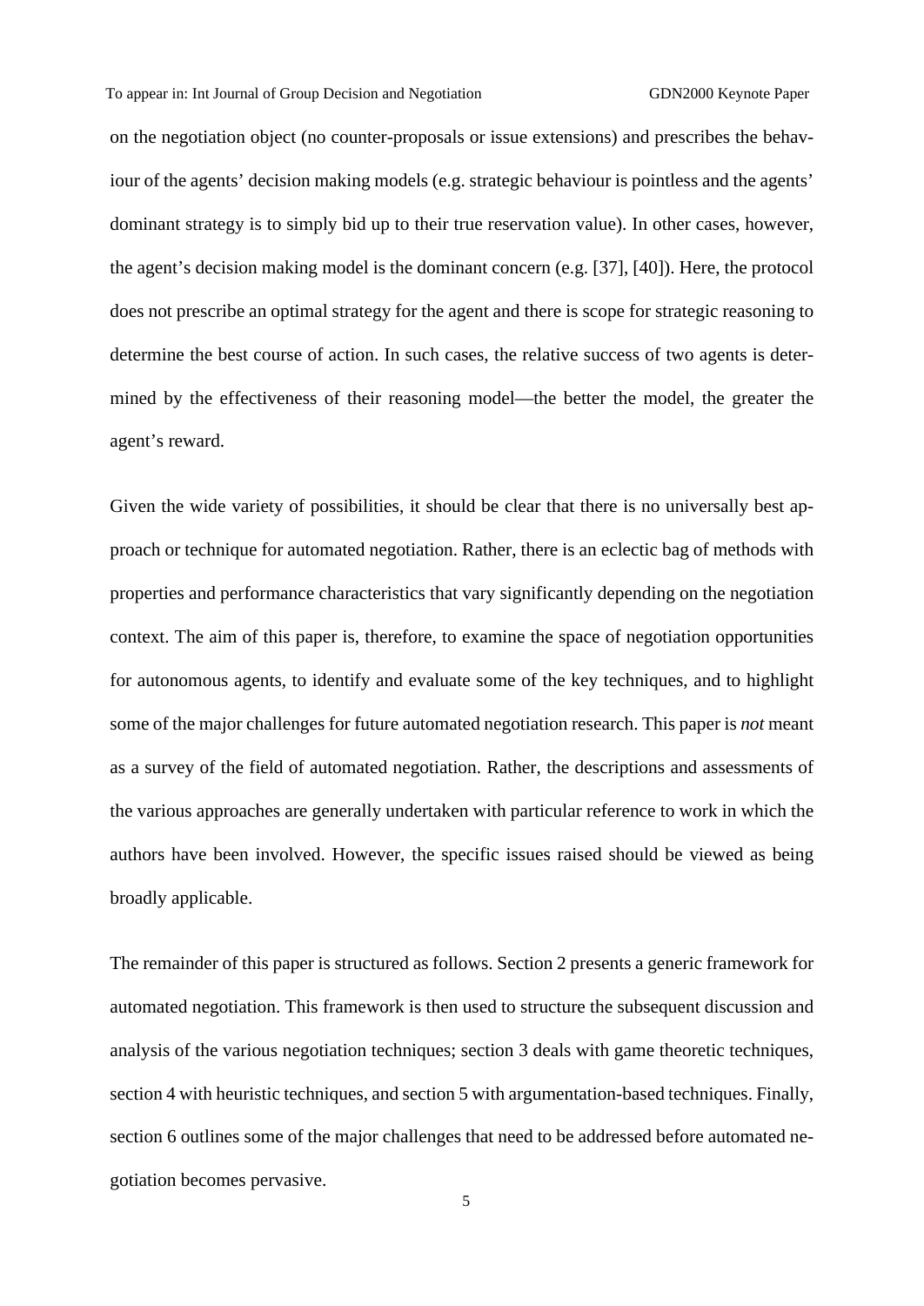on the negotiation object (no counter-proposals or issue extensions) and prescribes the behaviour of the agents' decision making models (e.g. strategic behaviour is pointless and the agents' dominant strategy is to simply bid up to their true reservation value). In other cases, however, the agent's decision making model is the dominant concern (e.g. [37], [40]). Here, the protocol does not prescribe an optimal strategy for the agent and there is scope for strategic reasoning to determine the best course of action. In such cases, the relative success of two agents is determined by the effectiveness of their reasoning model—the better the model, the greater the agent's reward.

Given the wide variety of possibilities, it should be clear that there is no universally best approach or technique for automated negotiation. Rather, there is an eclectic bag of methods with properties and performance characteristics that vary significantly depending on the negotiation context. The aim of this paper is, therefore, to examine the space of negotiation opportunities for autonomous agents, to identify and evaluate some of the key techniques, and to highlight some of the major challenges for future automated negotiation research. This paper is *not* meant as a survey of the field of automated negotiation. Rather, the descriptions and assessments of the various approaches are generally undertaken with particular reference to work in which the authors have been involved. However, the specific issues raised should be viewed as being broadly applicable.

The remainder of this paper is structured as follows. Section 2 presents a generic framework for automated negotiation. This framework is then used to structure the subsequent discussion and analysis of the various negotiation techniques; section 3 deals with game theoretic techniques, section 4 with heuristic techniques, and section 5 with argumentation-based techniques. Finally, section 6 outlines some of the major challenges that need to be addressed before automated negotiation becomes pervasive.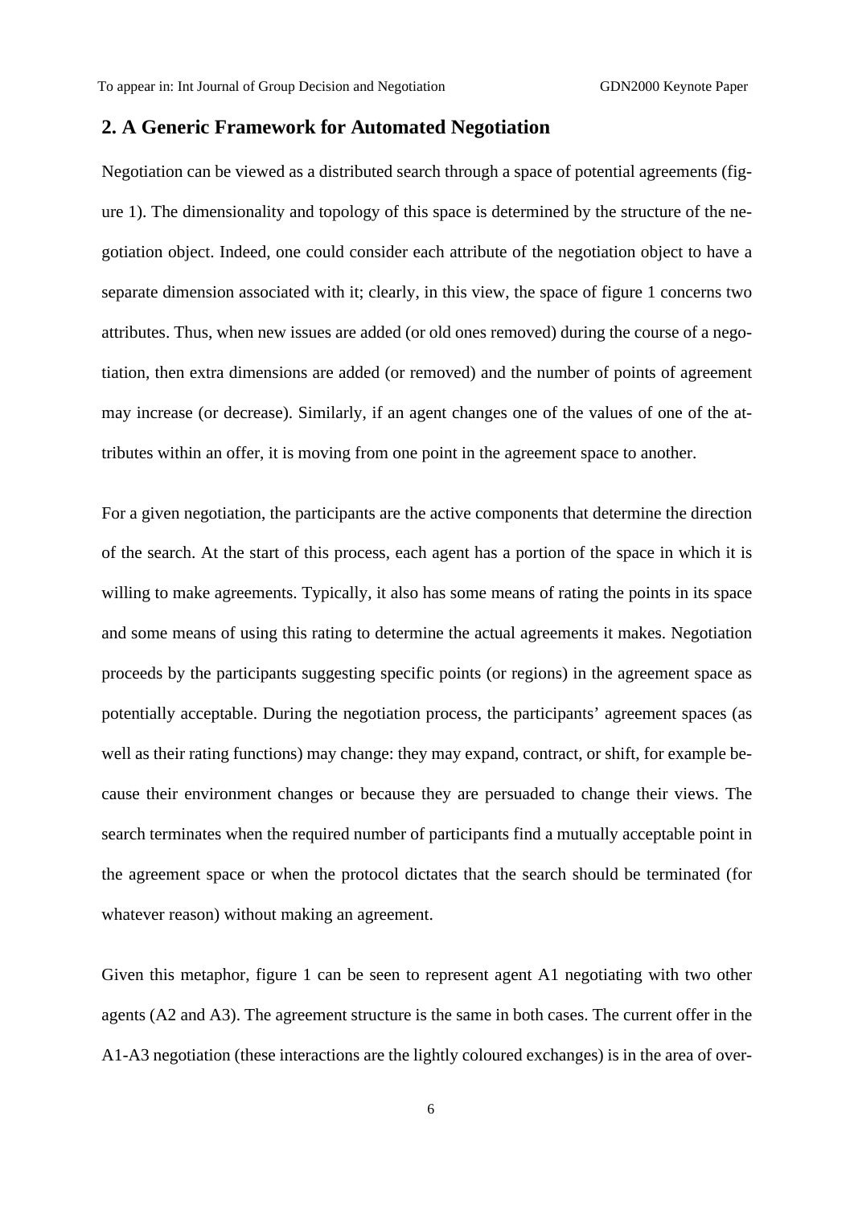## 2. A Generic Framework for Automated Negotiation

Negotiation can be viewed as a distributed search through a space of potential agreements (figure 1). The dimensionality and topology of this space is determined by the structure of the negotiation object. Indeed, one could consider each attribute of the negotiation object to have a separate dimension associated with it; clearly, in this view, the space of figure 1 concerns two attributes. Thus, when new issues are added (or old ones removed) during the course of a negotiation, then extra dimensions are added (or removed) and the number of points of agreement may increase (or decrease). Similarly, if an agent changes one of the values of one of the attributes within an offer, it is moving from one point in the agreement space to another.

For a given negotiation, the participants are the active components that determine the direction of the search. At the start of this process, each agent has a portion of the space in which it is willing to make agreements. Typically, it also has some means of rating the points in its space and some means of using this rating to determine the actual agreements it makes. Negotiation proceeds by the participants suggesting specific points (or regions) in the agreement space as potentially acceptable. During the negotiation process, the participants' agreement spaces (as well as their rating functions) may change: they may expand, contract, or shift, for example because their environment changes or because they are persuaded to change their views. The search terminates when the required number of participants find a mutually acceptable point in the agreement space or when the protocol dictates that the search should be terminated (for whatever reason) without making an agreement.

Given this metaphor, figure 1 can be seen to represent agent A1 negotiating with two other agents (A2 and A3). The agreement structure is the same in both cases. The current offer in the A1-A3 negotiation (these interactions are the lightly coloured exchanges) is in the area of over-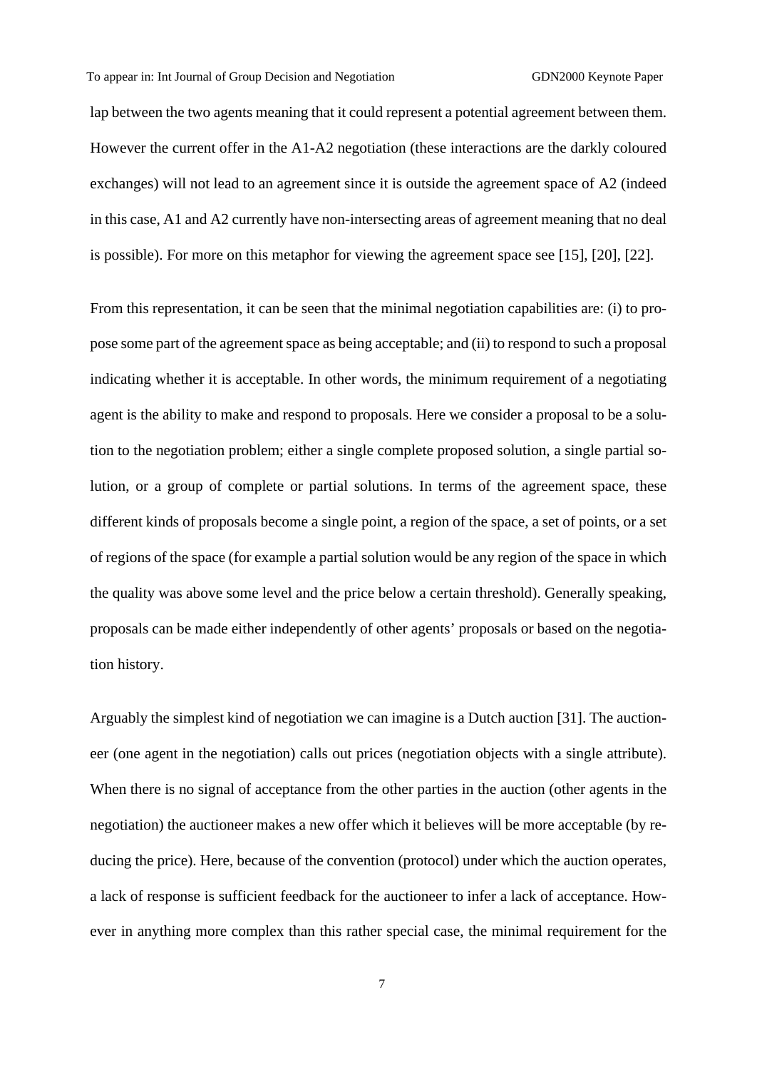lap between the two agents meaning that it could represent a potential agreement between them. However the current offer in the A1-A2 negotiation (these interactions are the darkly coloured exchanges) will not lead to an agreement since it is outside the agreement space of A2 (indeed in this case, A1 and A2 currently have non-intersecting areas of agreement meaning that no deal is possible). For more on this metaphor for viewing the agreement space see [15], [20], [22].

From this representation, it can be seen that the minimal negotiation capabilities are: (i) to propose some part of the agreement space as being acceptable; and (ii) to respond to such a proposal indicating whether it is acceptable. In other words, the minimum requirement of a negotiating agent is the ability to make and respond to proposals. Here we consider a proposal to be a solution to the negotiation problem; either a single complete proposed solution, a single partial solution, or a group of complete or partial solutions. In terms of the agreement space, these different kinds of proposals become a single point, a region of the space, a set of points, or a set of regions of the space (for example a partial solution would be any region of the space in which the quality was above some level and the price below a certain threshold). Generally speaking, proposals can be made either independently of other agents' proposals or based on the negotiation history.

Arguably the simplest kind of negotiation we can imagine is a Dutch auction [31]. The auctioneer (one agent in the negotiation) calls out prices (negotiation objects with a single attribute). When there is no signal of acceptance from the other parties in the auction (other agents in the negotiation) the auctioneer makes a new offer which it believes will be more acceptable (by reducing the price). Here, because of the convention (protocol) under which the auction operates, a lack of response is sufficient feedback for the auctioneer to infer a lack of acceptance. However in anything more complex than this rather special case, the minimal requirement for the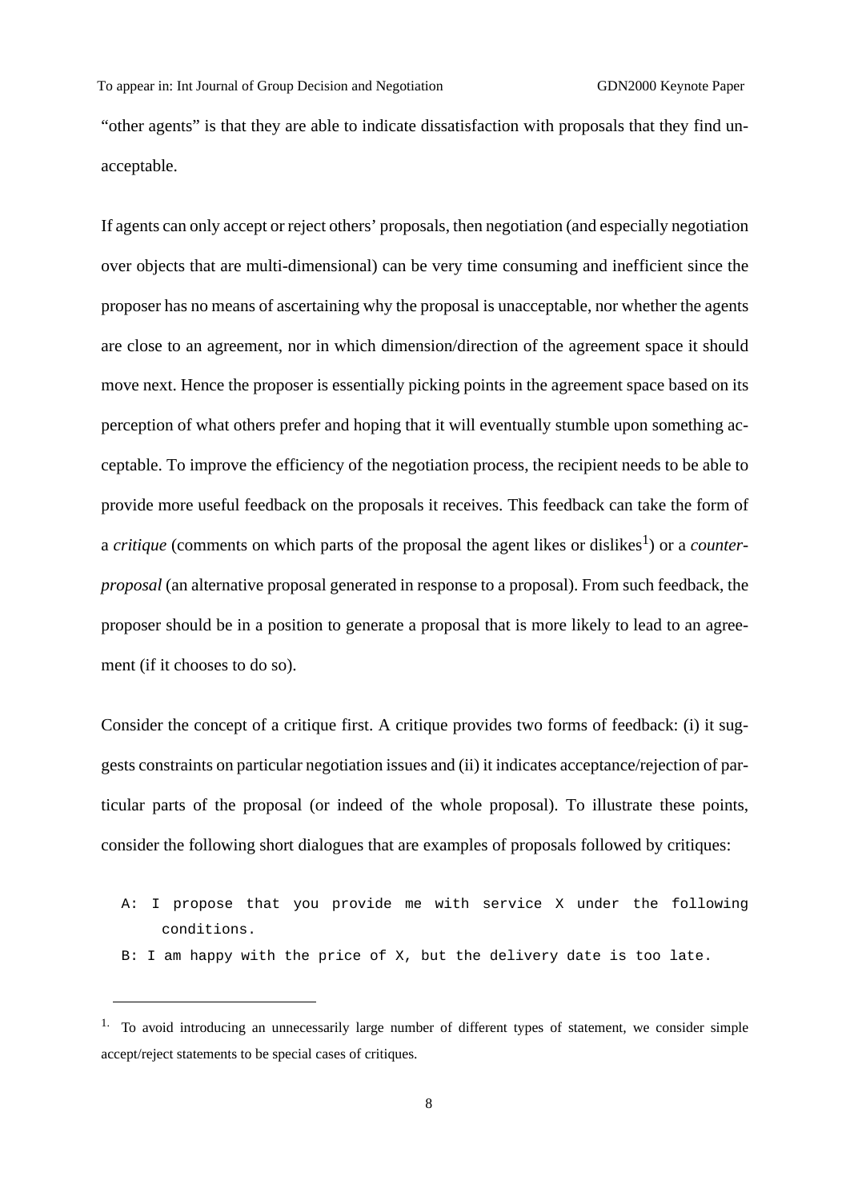"other agents" is that they are able to indicate dissatisfaction with proposals that they find unacceptable.

If agents can only accept or reject others' proposals, then negotiation (and especially negotiation over objects that are multi-dimensional) can be very time consuming and inefficient since the proposer has no means of ascertaining why the proposal is unacceptable, nor whether the agents are close to an agreement, nor in which dimension/direction of the agreement space it should move next. Hence the proposer is essentially picking points in the agreement space based on its perception of what others prefer and hoping that it will eventually stumble upon something acceptable. To improve the efficiency of the negotiation process, the recipient needs to be able to provide more useful feedback on the proposals it receives. This feedback can take the form of a *critique* (comments on which parts of the proposal the agent likes or dislikes[1]) or a *counter-proposal* (an alternative proposal generated in response to a proposal). From such feedback, the proposer should be in a position to generate a proposal that is more likely to lead to an agreement (if it chooses to do so).

Consider the concept of a critique first. A critique provides two forms of feedback: (i) it suggests constraints on particular negotiation issues and (ii) it indicates acceptance/rejection of particular parts of the proposal (or indeed of the whole proposal). To illustrate these points, consider the following short dialogues that are examples of proposals followed by critiques:

```
A: I propose that you provide me with service X under the following
   conditions.
B: I am happy with the price of X, but the delivery date is too late.
```

[1] To avoid introducing an unnecessarily large number of different types of statement, we consider simple accept/reject statements to be special cases of critiques.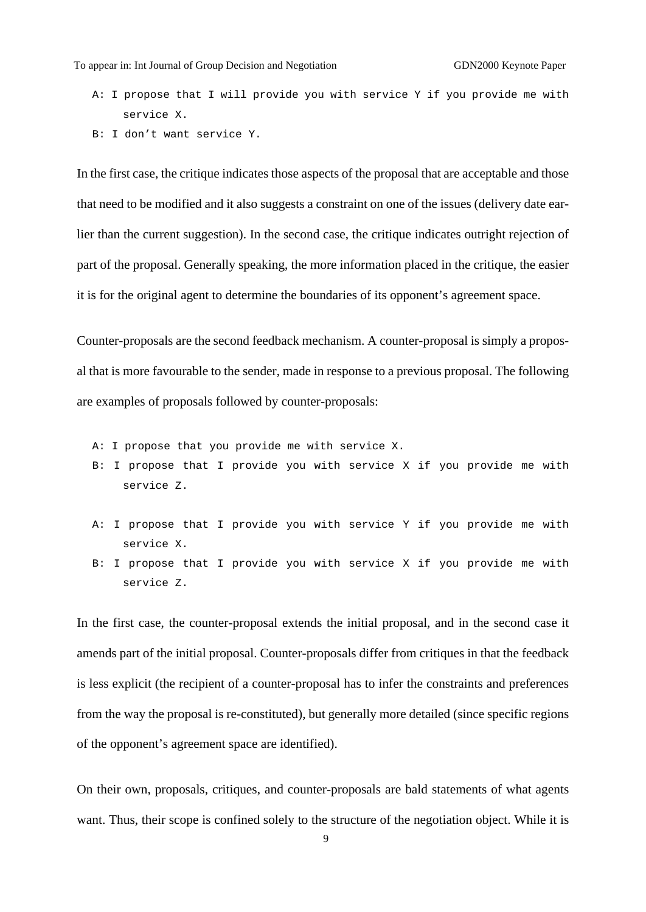```
A: I propose that I will provide you with service Y if you provide me with
   service X.
B: I don't want service Y.
```

In the first case, the critique indicates those aspects of the proposal that are acceptable and those that need to be modified and it also suggests a constraint on one of the issues (delivery date earlier than the current suggestion). In the second case, the critique indicates outright rejection of part of the proposal. Generally speaking, the more information placed in the critique, the easier it is for the original agent to determine the boundaries of its opponent's agreement space.

Counter-proposals are the second feedback mechanism. A counter-proposal is simply a proposal that is more favourable to the sender, made in response to a previous proposal. The following are examples of proposals followed by counter-proposals:

```
A: I propose that you provide me with service X.
B: I propose that I provide you with service X if you provide me with
   service Z.

A: I propose that I provide you with service Y if you provide me with
   service X.
B: I propose that I provide you with service X if you provide me with
   service Z.
```

In the first case, the counter-proposal extends the initial proposal, and in the second case it amends part of the initial proposal. Counter-proposals differ from critiques in that the feedback is less explicit (the recipient of a counter-proposal has to infer the constraints and preferences from the way the proposal is re-constituted), but generally more detailed (since specific regions of the opponent's agreement space are identified).

On their own, proposals, critiques, and counter-proposals are bald statements of what agents want. Thus, their scope is confined solely to the structure of the negotiation object. While it is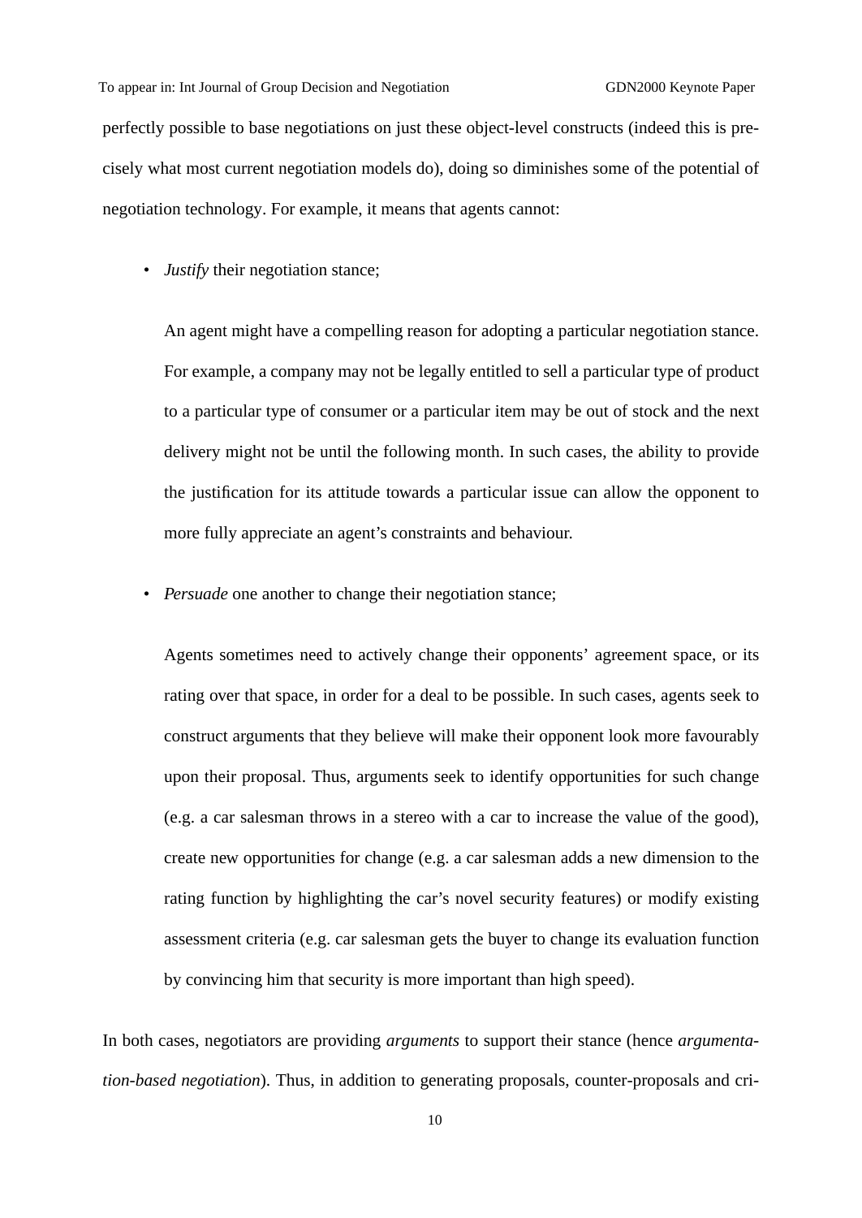perfectly possible to base negotiations on just these object-level constructs (indeed this is precisely what most current negotiation models do), doing so diminishes some of the potential of negotiation technology. For example, it means that agents cannot:

- *Justify* their negotiation stance;

  An agent might have a compelling reason for adopting a particular negotiation stance. For example, a company may not be legally entitled to sell a particular type of product to a particular type of consumer or a particular item may be out of stock and the next delivery might not be until the following month. In such cases, the ability to provide the justification for its attitude towards a particular issue can allow the opponent to more fully appreciate an agent's constraints and behaviour.

- *Persuade* one another to change their negotiation stance;

  Agents sometimes need to actively change their opponents' agreement space, or its rating over that space, in order for a deal to be possible. In such cases, agents seek to construct arguments that they believe will make their opponent look more favourably upon their proposal. Thus, arguments seek to identify opportunities for such change (e.g. a car salesman throws in a stereo with a car to increase the value of the good), create new opportunities for change (e.g. a car salesman adds a new dimension to the rating function by highlighting the car's novel security features) or modify existing assessment criteria (e.g. car salesman gets the buyer to change its evaluation function by convincing him that security is more important than high speed).

In both cases, negotiators are providing *arguments* to support their stance (hence *argumentation-based negotiation*). Thus, in addition to generating proposals, counter-proposals and cri-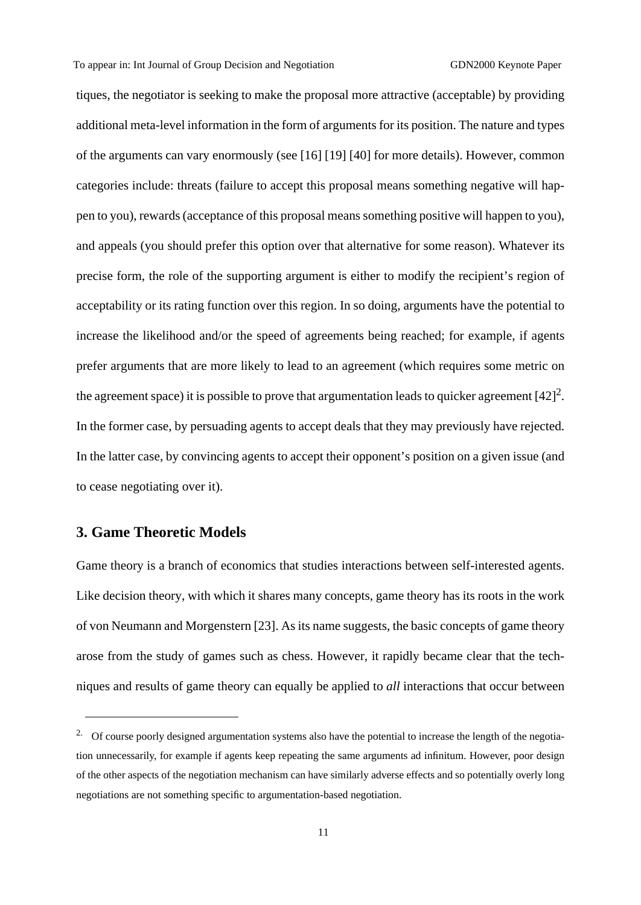tiques, the negotiator is seeking to make the proposal more attractive (acceptable) by providing additional meta-level information in the form of arguments for its position. The nature and types of the arguments can vary enormously (see [16] [19] [40] for more details). However, common categories include: threats (failure to accept this proposal means something negative will happen to you), rewards (acceptance of this proposal means something positive will happen to you), and appeals (you should prefer this option over that alternative for some reason). Whatever its precise form, the role of the supporting argument is either to modify the recipient's region of acceptability or its rating function over this region. In so doing, arguments have the potential to increase the likelihood and/or the speed of agreements being reached; for example, if agents prefer arguments that are more likely to lead to an agreement (which requires some metric on the agreement space) it is possible to prove that argumentation leads to quicker agreement [42][2]. In the former case, by persuading agents to accept deals that they may previously have rejected. In the latter case, by convincing agents to accept their opponent's position on a given issue (and to cease negotiating over it).

## 3. Game Theoretic Models

Game theory is a branch of economics that studies interactions between self-interested agents. Like decision theory, with which it shares many concepts, game theory has its roots in the work of von Neumann and Morgenstern [23]. As its name suggests, the basic concepts of game theory arose from the study of games such as chess. However, it rapidly became clear that the techniques and results of game theory can equally be applied to *all* interactions that occur between

---

[2] Of course poorly designed argumentation systems also have the potential to increase the length of the negotiation unnecessarily, for example if agents keep repeating the same arguments ad infinitum. However, poor design of the other aspects of the negotiation mechanism can have similarly adverse effects and so potentially overly long negotiations are not something specific to argumentation-based negotiation.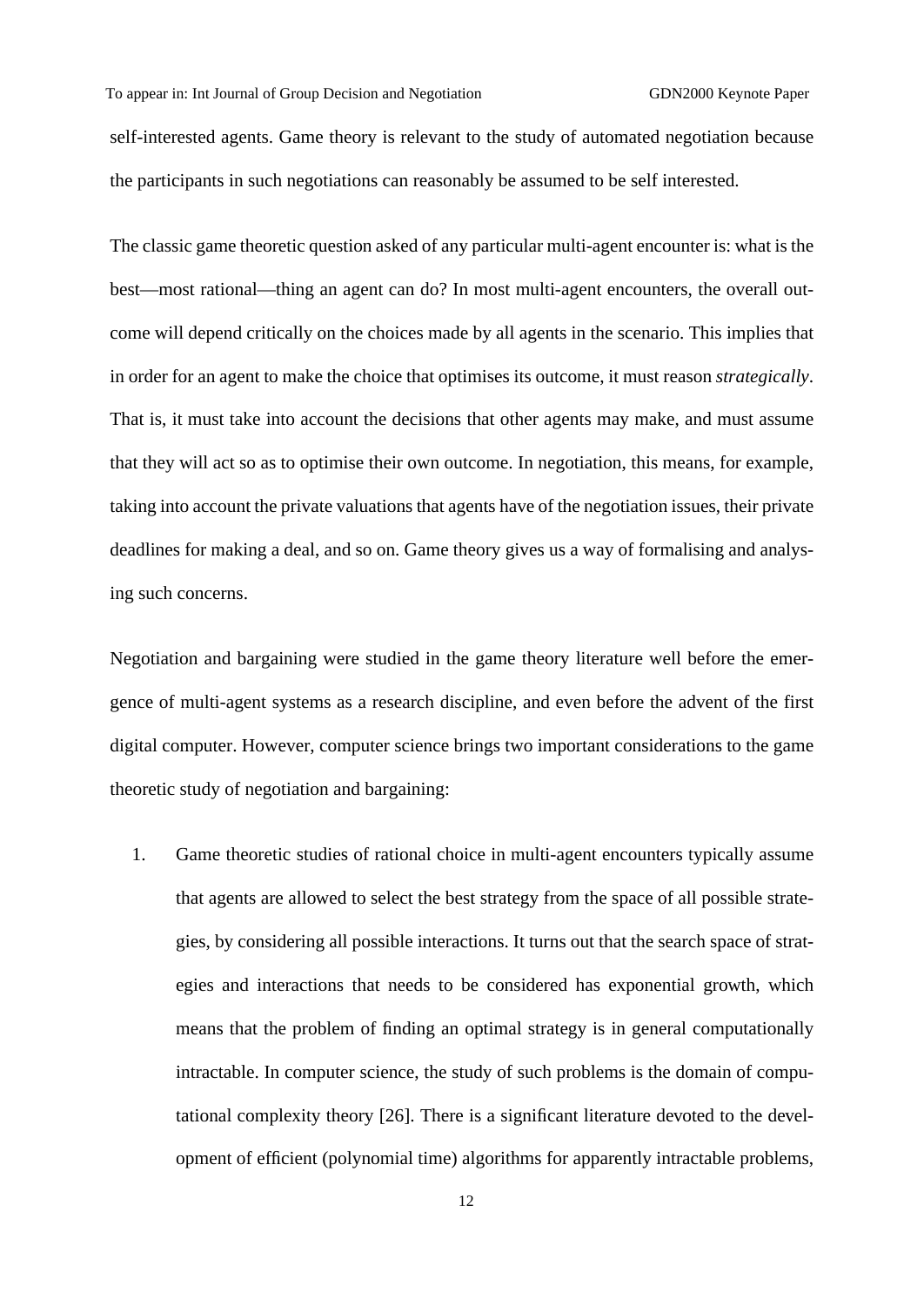self-interested agents. Game theory is relevant to the study of automated negotiation because the participants in such negotiations can reasonably be assumed to be self interested.

The classic game theoretic question asked of any particular multi-agent encounter is: what is the best—most rational—thing an agent can do? In most multi-agent encounters, the overall outcome will depend critically on the choices made by all agents in the scenario. This implies that in order for an agent to make the choice that optimises its outcome, it must reason *strategically*. That is, it must take into account the decisions that other agents may make, and must assume that they will act so as to optimise their own outcome. In negotiation, this means, for example, taking into account the private valuations that agents have of the negotiation issues, their private deadlines for making a deal, and so on. Game theory gives us a way of formalising and analysing such concerns.

Negotiation and bargaining were studied in the game theory literature well before the emergence of multi-agent systems as a research discipline, and even before the advent of the first digital computer. However, computer science brings two important considerations to the game theoretic study of negotiation and bargaining:

1. Game theoretic studies of rational choice in multi-agent encounters typically assume that agents are allowed to select the best strategy from the space of all possible strategies, by considering all possible interactions. It turns out that the search space of strategies and interactions that needs to be considered has exponential growth, which means that the problem of finding an optimal strategy is in general computationally intractable. In computer science, the study of such problems is the domain of computational complexity theory [26]. There is a significant literature devoted to the development of efficient (polynomial time) algorithms for apparently intractable problems,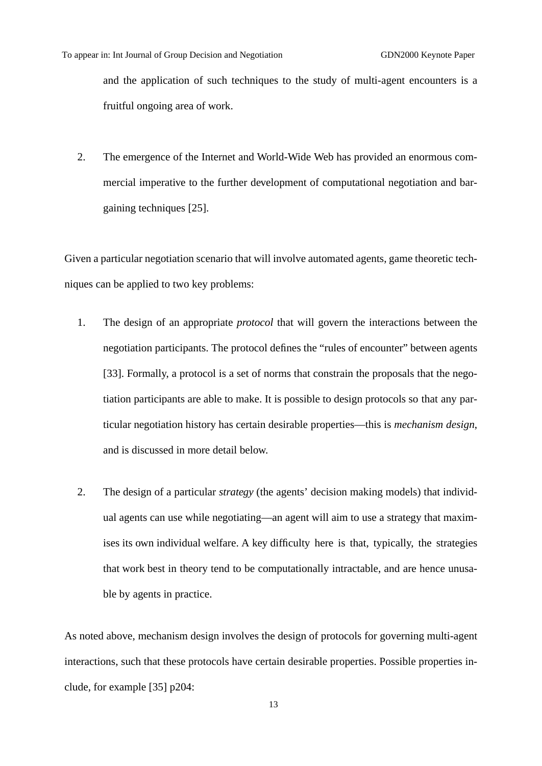and the application of such techniques to the study of multi-agent encounters is a fruitful ongoing area of work.

2. The emergence of the Internet and World-Wide Web has provided an enormous commercial imperative to the further development of computational negotiation and bargaining techniques [25].

Given a particular negotiation scenario that will involve automated agents, game theoretic techniques can be applied to two key problems:

1. The design of an appropriate *protocol* that will govern the interactions between the negotiation participants. The protocol defines the “rules of encounter” between agents [33]. Formally, a protocol is a set of norms that constrain the proposals that the negotiation participants are able to make. It is possible to design protocols so that any particular negotiation history has certain desirable properties—this is *mechanism design*, and is discussed in more detail below.

2. The design of a particular *strategy* (the agents’ decision making models) that individual agents can use while negotiating—an agent will aim to use a strategy that maximises its own individual welfare. A key difficulty here is that, typically, the strategies that work best in theory tend to be computationally intractable, and are hence unusable by agents in practice.

As noted above, mechanism design involves the design of protocols for governing multi-agent interactions, such that these protocols have certain desirable properties. Possible properties include, for example [35] p204: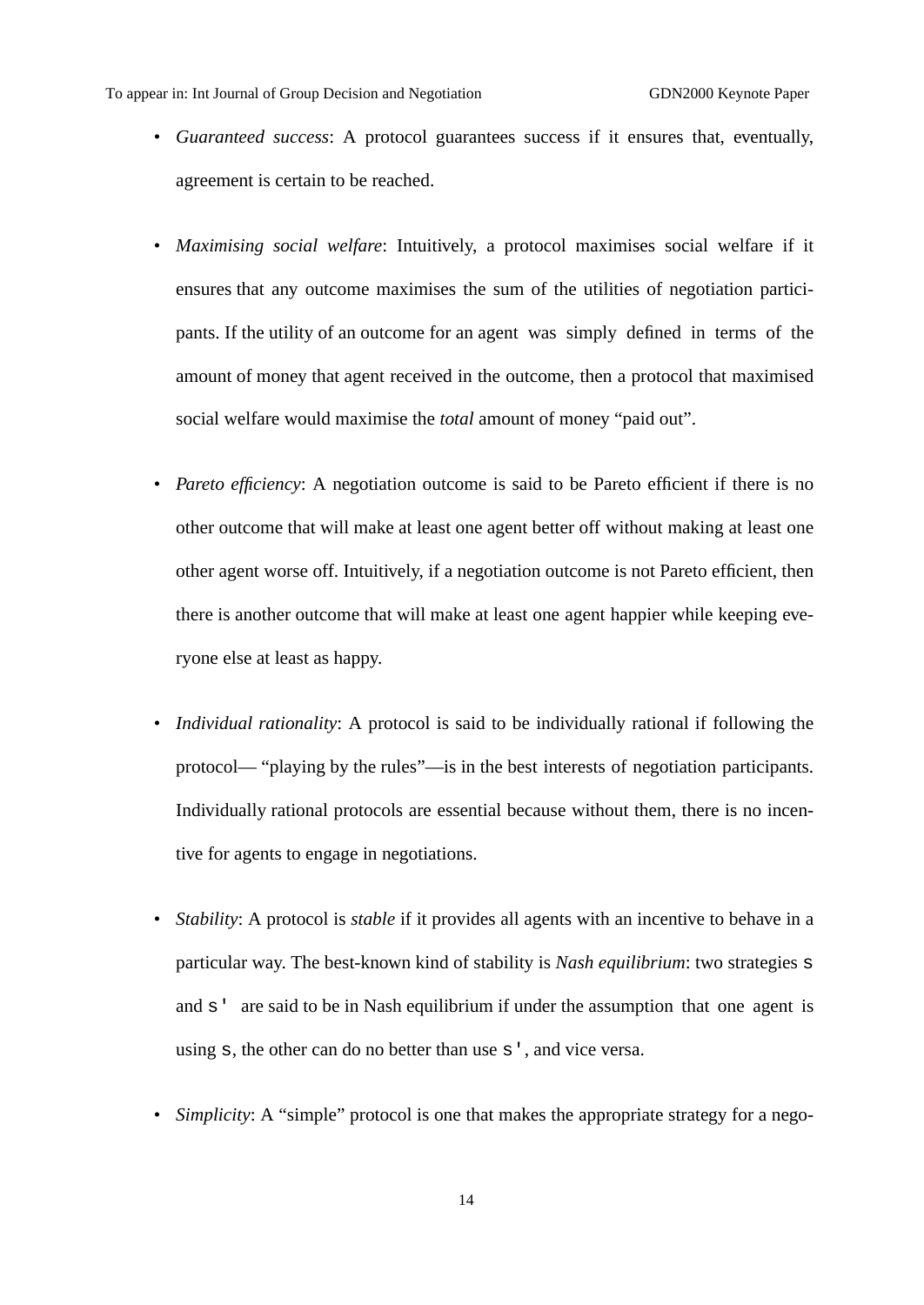- *Guaranteed success*: A protocol guarantees success if it ensures that, eventually, agreement is certain to be reached.

- *Maximising social welfare*: Intuitively, a protocol maximises social welfare if it ensures that any outcome maximises the sum of the utilities of negotiation participants. If the utility of an outcome for an agent was simply defined in terms of the amount of money that agent received in the outcome, then a protocol that maximised social welfare would maximise the *total* amount of money "paid out".

- *Pareto efficiency*: A negotiation outcome is said to be Pareto efficient if there is no other outcome that will make at least one agent better off without making at least one other agent worse off. Intuitively, if a negotiation outcome is not Pareto efficient, then there is another outcome that will make at least one agent happier while keeping everyone else at least as happy.

- *Individual rationality*: A protocol is said to be individually rational if following the protocol— "playing by the rules"—is in the best interests of negotiation participants. Individually rational protocols are essential because without them, there is no incentive for agents to engage in negotiations.

- *Stability*: A protocol is *stable* if it provides all agents with an incentive to behave in a particular way. The best-known kind of stability is *Nash equilibrium*: two strategies `s` and `s'` are said to be in Nash equilibrium if under the assumption that one agent is using `s`, the other can do no better than use `s'`, and vice versa.

- *Simplicity*: A "simple" protocol is one that makes the appropriate strategy for a nego-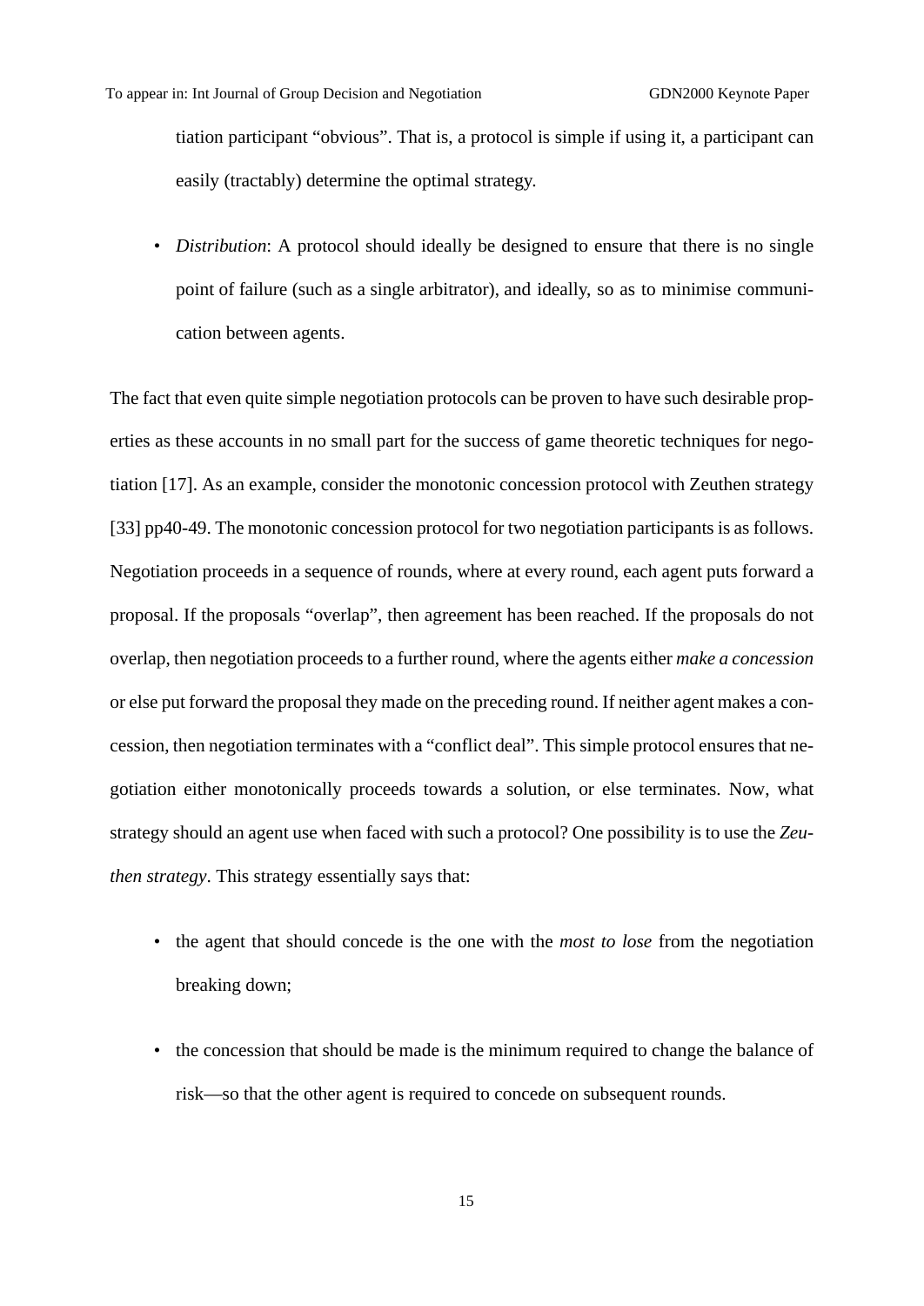tiation participant "obvious". That is, a protocol is simple if using it, a participant can easily (tractably) determine the optimal strategy.

- *Distribution*: A protocol should ideally be designed to ensure that there is no single point of failure (such as a single arbitrator), and ideally, so as to minimise communication between agents.

The fact that even quite simple negotiation protocols can be proven to have such desirable properties as these accounts in no small part for the success of game theoretic techniques for negotiation [17]. As an example, consider the monotonic concession protocol with Zeuthen strategy [33] pp40-49. The monotonic concession protocol for two negotiation participants is as follows. Negotiation proceeds in a sequence of rounds, where at every round, each agent puts forward a proposal. If the proposals "overlap", then agreement has been reached. If the proposals do not overlap, then negotiation proceeds to a further round, where the agents either *make a concession* or else put forward the proposal they made on the preceding round. If neither agent makes a concession, then negotiation terminates with a "conflict deal". This simple protocol ensures that negotiation either monotonically proceeds towards a solution, or else terminates. Now, what strategy should an agent use when faced with such a protocol? One possibility is to use the *Zeuthen strategy*. This strategy essentially says that:

- the agent that should concede is the one with the *most to lose* from the negotiation breaking down;

- the concession that should be made is the minimum required to change the balance of risk—so that the other agent is required to concede on subsequent rounds.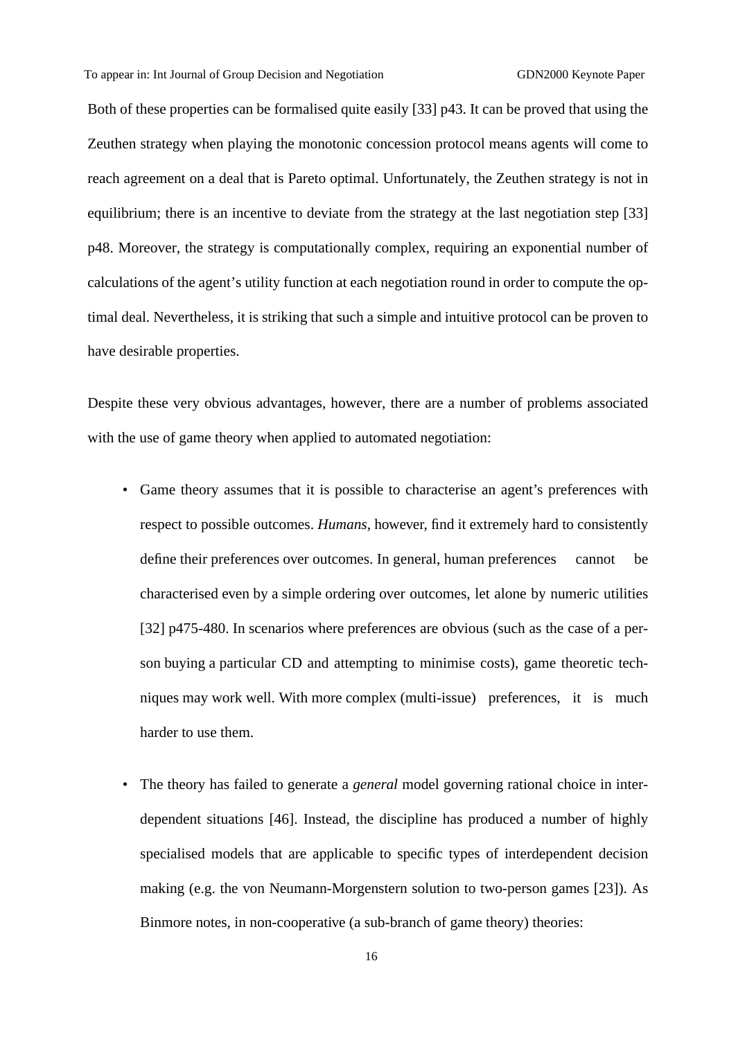Both of these properties can be formalised quite easily [33] p43. It can be proved that using the Zeuthen strategy when playing the monotonic concession protocol means agents will come to reach agreement on a deal that is Pareto optimal. Unfortunately, the Zeuthen strategy is not in equilibrium; there is an incentive to deviate from the strategy at the last negotiation step [33] p48. Moreover, the strategy is computationally complex, requiring an exponential number of calculations of the agent's utility function at each negotiation round in order to compute the optimal deal. Nevertheless, it is striking that such a simple and intuitive protocol can be proven to have desirable properties.

Despite these very obvious advantages, however, there are a number of problems associated with the use of game theory when applied to automated negotiation:

- Game theory assumes that it is possible to characterise an agent's preferences with respect to possible outcomes. *Humans*, however, find it extremely hard to consistently define their preferences over outcomes. In general, human preferences cannot be characterised even by a simple ordering over outcomes, let alone by numeric utilities [32] p475-480. In scenarios where preferences are obvious (such as the case of a person buying a particular CD and attempting to minimise costs), game theoretic techniques may work well. With more complex (multi-issue) preferences, it is much harder to use them.

- The theory has failed to generate a *general* model governing rational choice in interdependent situations [46]. Instead, the discipline has produced a number of highly specialised models that are applicable to specific types of interdependent decision making (e.g. the von Neumann-Morgenstern solution to two-person games [23]). As Binmore notes, in non-cooperative (a sub-branch of game theory) theories: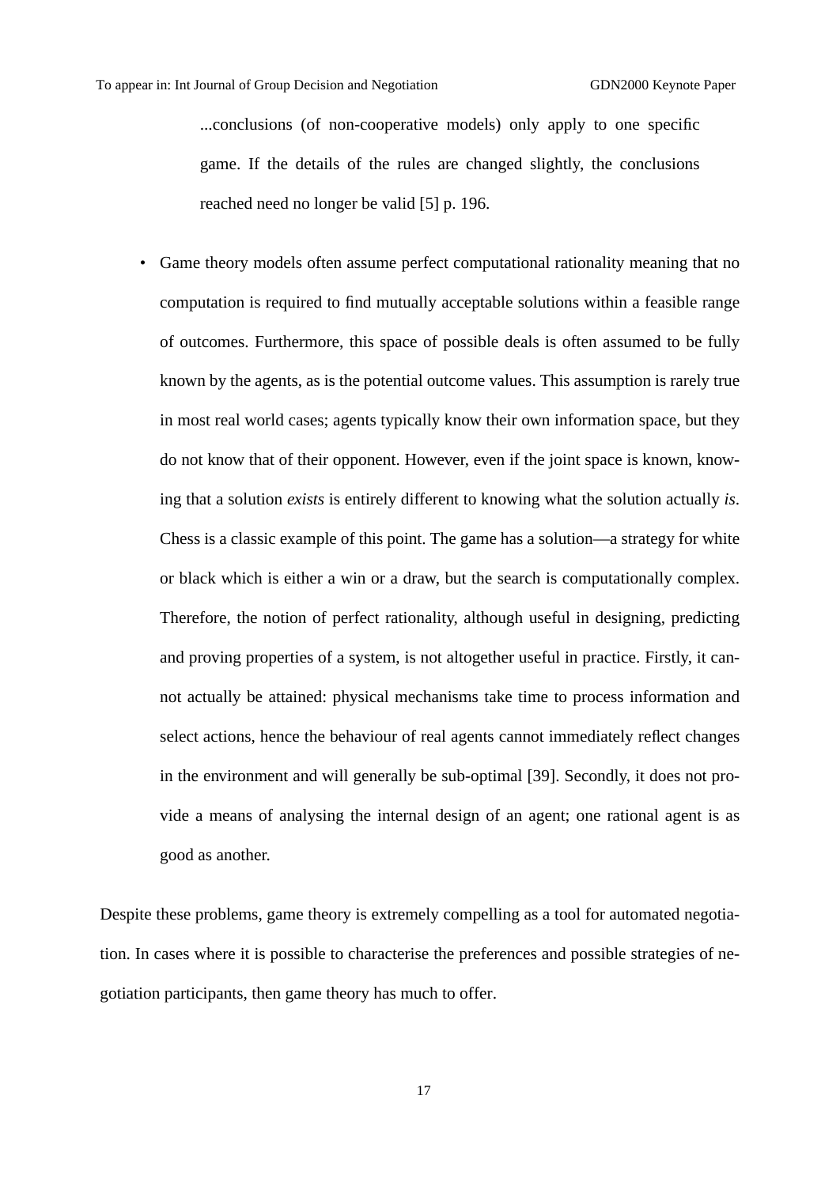> ...conclusions (of non-cooperative models) only apply to one specific game. If the details of the rules are changed slightly, the conclusions reached need no longer be valid [5] p. 196.

- Game theory models often assume perfect computational rationality meaning that no computation is required to find mutually acceptable solutions within a feasible range of outcomes. Furthermore, this space of possible deals is often assumed to be fully known by the agents, as is the potential outcome values. This assumption is rarely true in most real world cases; agents typically know their own information space, but they do not know that of their opponent. However, even if the joint space is known, knowing that a solution *exists* is entirely different to knowing what the solution actually *is*. Chess is a classic example of this point. The game has a solution—a strategy for white or black which is either a win or a draw, but the search is computationally complex. Therefore, the notion of perfect rationality, although useful in designing, predicting and proving properties of a system, is not altogether useful in practice. Firstly, it cannot actually be attained: physical mechanisms take time to process information and select actions, hence the behaviour of real agents cannot immediately reflect changes in the environment and will generally be sub-optimal [39]. Secondly, it does not provide a means of analysing the internal design of an agent; one rational agent is as good as another.

Despite these problems, game theory is extremely compelling as a tool for automated negotiation. In cases where it is possible to characterise the preferences and possible strategies of negotiation participants, then game theory has much to offer.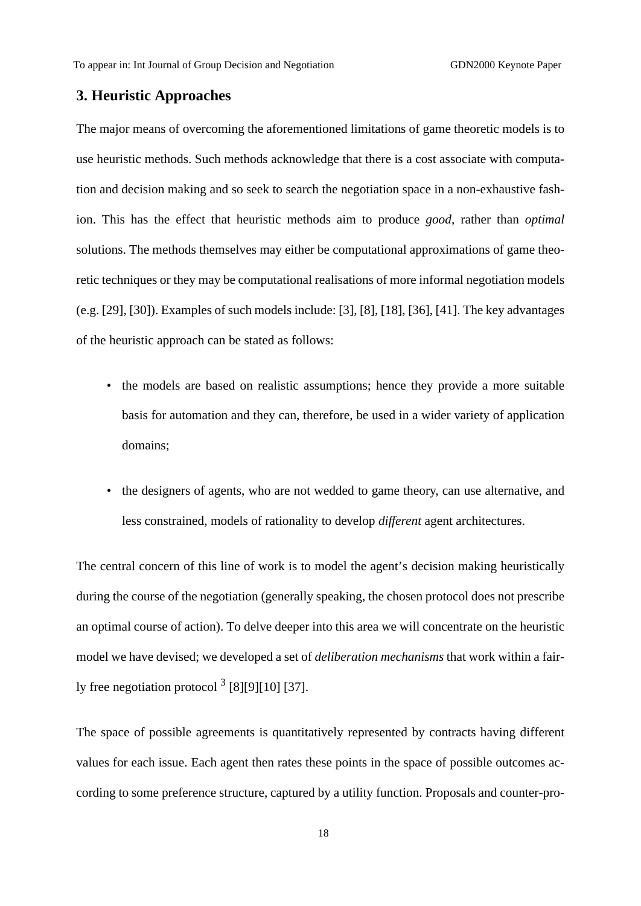## 3. Heuristic Approaches

The major means of overcoming the aforementioned limitations of game theoretic models is to use heuristic methods. Such methods acknowledge that there is a cost associate with computation and decision making and so seek to search the negotiation space in a non-exhaustive fashion. This has the effect that heuristic methods aim to produce *good*, rather than *optimal* solutions. The methods themselves may either be computational approximations of game theoretic techniques or they may be computational realisations of more informal negotiation models (e.g. [29], [30]). Examples of such models include: [3], [8], [18], [36], [41]. The key advantages of the heuristic approach can be stated as follows:

- the models are based on realistic assumptions; hence they provide a more suitable basis for automation and they can, therefore, be used in a wider variety of application domains;
- the designers of agents, who are not wedded to game theory, can use alternative, and less constrained, models of rationality to develop *different* agent architectures.

The central concern of this line of work is to model the agent's decision making heuristically during the course of the negotiation (generally speaking, the chosen protocol does not prescribe an optimal course of action). To delve deeper into this area we will concentrate on the heuristic model we have devised; we developed a set of *deliberation mechanisms* that work within a fairly free negotiation protocol [3] [8][9][10] [37].

The space of possible agreements is quantitatively represented by contracts having different values for each issue. Each agent then rates these points in the space of possible outcomes according to some preference structure, captured by a utility function. Proposals and counter-pro-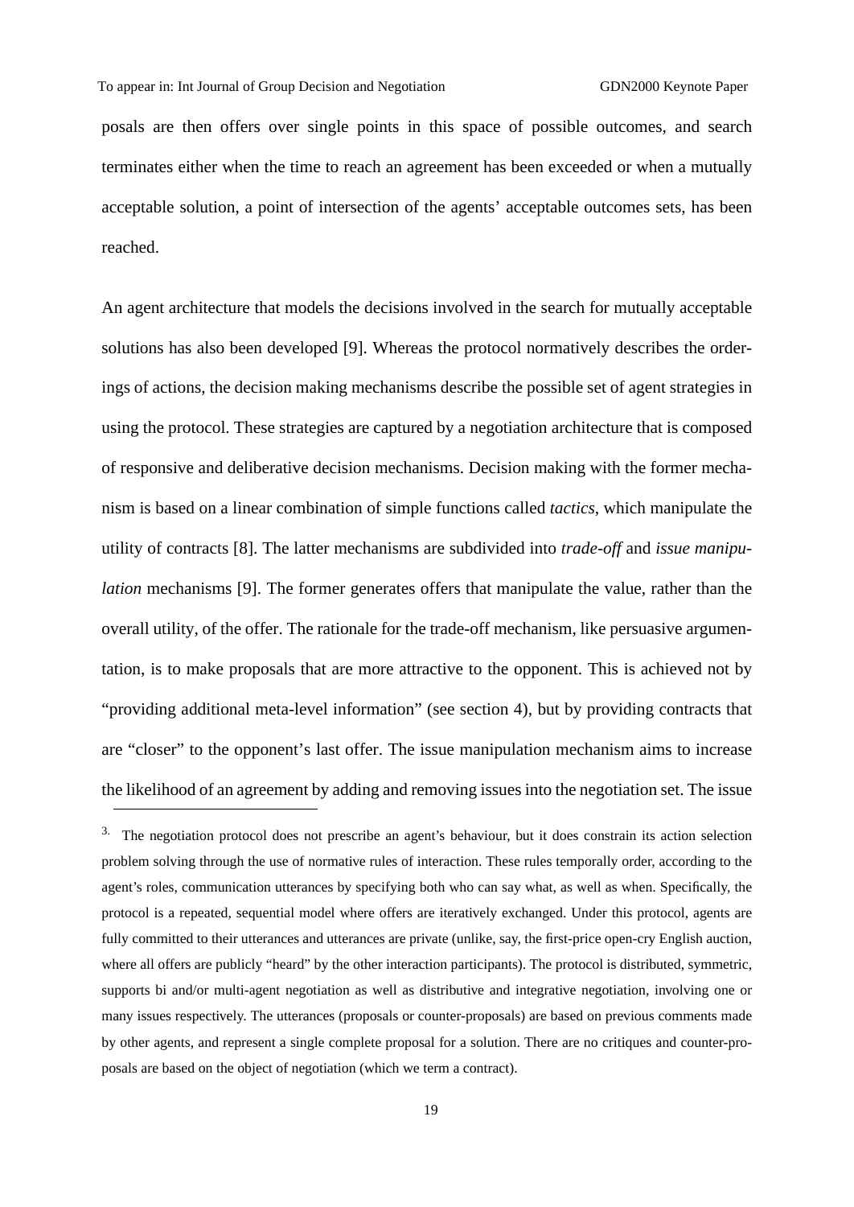posals are then offers over single points in this space of possible outcomes, and search terminates either when the time to reach an agreement has been exceeded or when a mutually acceptable solution, a point of intersection of the agents' acceptable outcomes sets, has been reached.

An agent architecture that models the decisions involved in the search for mutually acceptable solutions has also been developed [9]. Whereas the protocol normatively describes the orderings of actions, the decision making mechanisms describe the possible set of agent strategies in using the protocol. These strategies are captured by a negotiation architecture that is composed of responsive and deliberative decision mechanisms. Decision making with the former mechanism is based on a linear combination of simple functions called *tactics*, which manipulate the utility of contracts [8]. The latter mechanisms are subdivided into *trade-off* and *issue manipulation* mechanisms [9]. The former generates offers that manipulate the value, rather than the overall utility, of the offer. The rationale for the trade-off mechanism, like persuasive argumentation, is to make proposals that are more attractive to the opponent. This is achieved not by "providing additional meta-level information" (see section 4), but by providing contracts that are "closer" to the opponent's last offer. The issue manipulation mechanism aims to increase the likelihood of an agreement by adding and removing issues into the negotiation set. The issue

---

[3]. The negotiation protocol does not prescribe an agent's behaviour, but it does constrain its action selection problem solving through the use of normative rules of interaction. These rules temporally order, according to the agent's roles, communication utterances by specifying both who can say what, as well as when. Specifically, the protocol is a repeated, sequential model where offers are iteratively exchanged. Under this protocol, agents are fully committed to their utterances and utterances are private (unlike, say, the first-price open-cry English auction, where all offers are publicly "heard" by the other interaction participants). The protocol is distributed, symmetric, supports bi and/or multi-agent negotiation as well as distributive and integrative negotiation, involving one or many issues respectively. The utterances (proposals or counter-proposals) are based on previous comments made by other agents, and represent a single complete proposal for a solution. There are no critiques and counter-proposals are based on the object of negotiation (which we term a contract).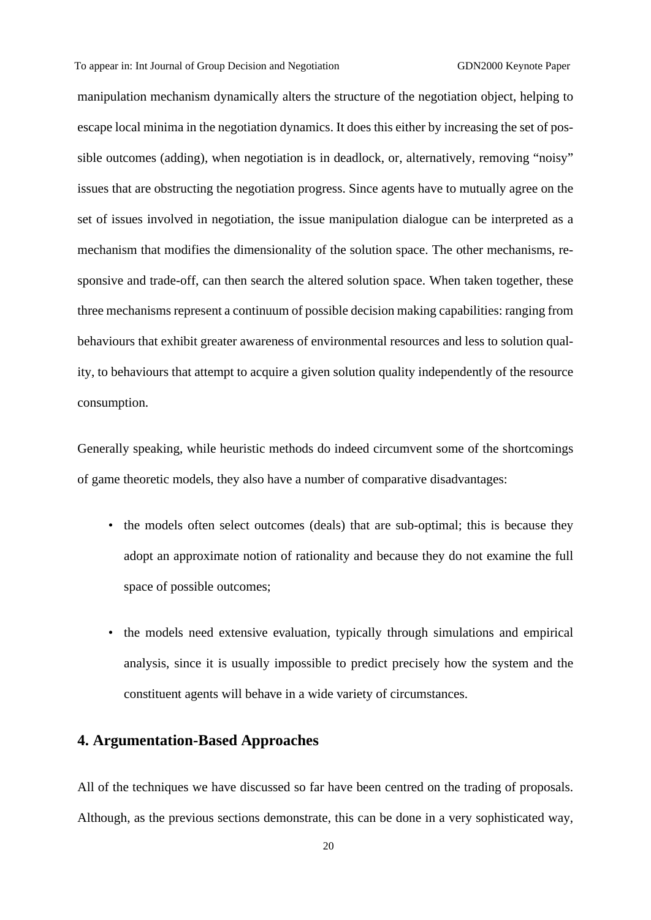manipulation mechanism dynamically alters the structure of the negotiation object, helping to escape local minima in the negotiation dynamics. It does this either by increasing the set of possible outcomes (adding), when negotiation is in deadlock, or, alternatively, removing "noisy" issues that are obstructing the negotiation progress. Since agents have to mutually agree on the set of issues involved in negotiation, the issue manipulation dialogue can be interpreted as a mechanism that modifies the dimensionality of the solution space. The other mechanisms, responsive and trade-off, can then search the altered solution space. When taken together, these three mechanisms represent a continuum of possible decision making capabilities: ranging from behaviours that exhibit greater awareness of environmental resources and less to solution quality, to behaviours that attempt to acquire a given solution quality independently of the resource consumption.

Generally speaking, while heuristic methods do indeed circumvent some of the shortcomings of game theoretic models, they also have a number of comparative disadvantages:

- the models often select outcomes (deals) that are sub-optimal; this is because they adopt an approximate notion of rationality and because they do not examine the full space of possible outcomes;
- the models need extensive evaluation, typically through simulations and empirical analysis, since it is usually impossible to predict precisely how the system and the constituent agents will behave in a wide variety of circumstances.

## 4. Argumentation-Based Approaches

All of the techniques we have discussed so far have been centred on the trading of proposals. Although, as the previous sections demonstrate, this can be done in a very sophisticated way,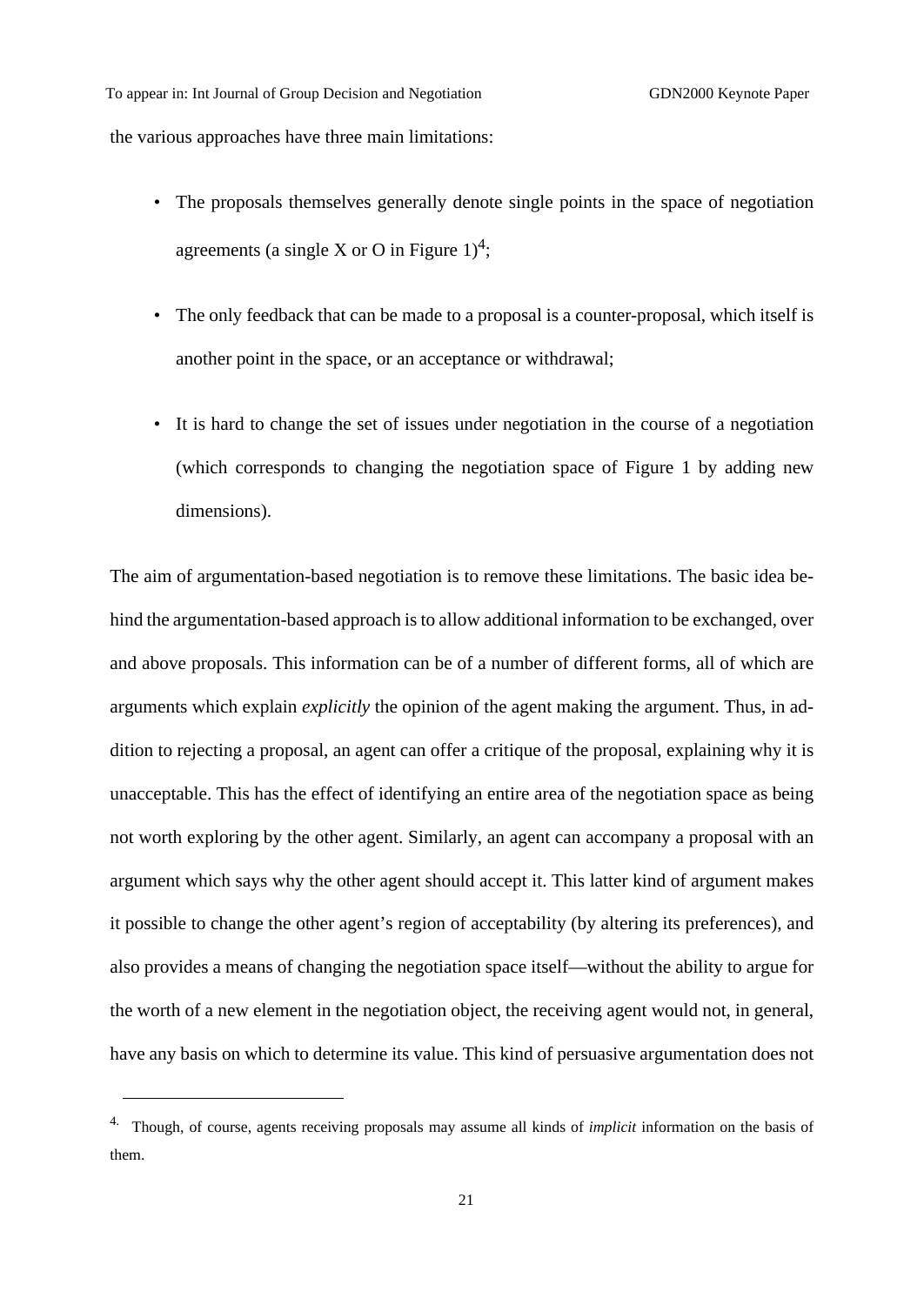the various approaches have three main limitations:

- The proposals themselves generally denote single points in the space of negotiation agreements (a single X or O in Figure 1)[4];
- The only feedback that can be made to a proposal is a counter-proposal, which itself is another point in the space, or an acceptance or withdrawal;
- It is hard to change the set of issues under negotiation in the course of a negotiation (which corresponds to changing the negotiation space of Figure 1 by adding new dimensions).

The aim of argumentation-based negotiation is to remove these limitations. The basic idea behind the argumentation-based approach is to allow additional information to be exchanged, over and above proposals. This information can be of a number of different forms, all of which are arguments which explain *explicitly* the opinion of the agent making the argument. Thus, in addition to rejecting a proposal, an agent can offer a critique of the proposal, explaining why it is unacceptable. This has the effect of identifying an entire area of the negotiation space as being not worth exploring by the other agent. Similarly, an agent can accompany a proposal with an argument which says why the other agent should accept it. This latter kind of argument makes it possible to change the other agent's region of acceptability (by altering its preferences), and also provides a means of changing the negotiation space itself—without the ability to argue for the worth of a new element in the negotiation object, the receiving agent would not, in general, have any basis on which to determine its value. This kind of persuasive argumentation does not

---

[4]. Though, of course, agents receiving proposals may assume all kinds of *implicit* information on the basis of them.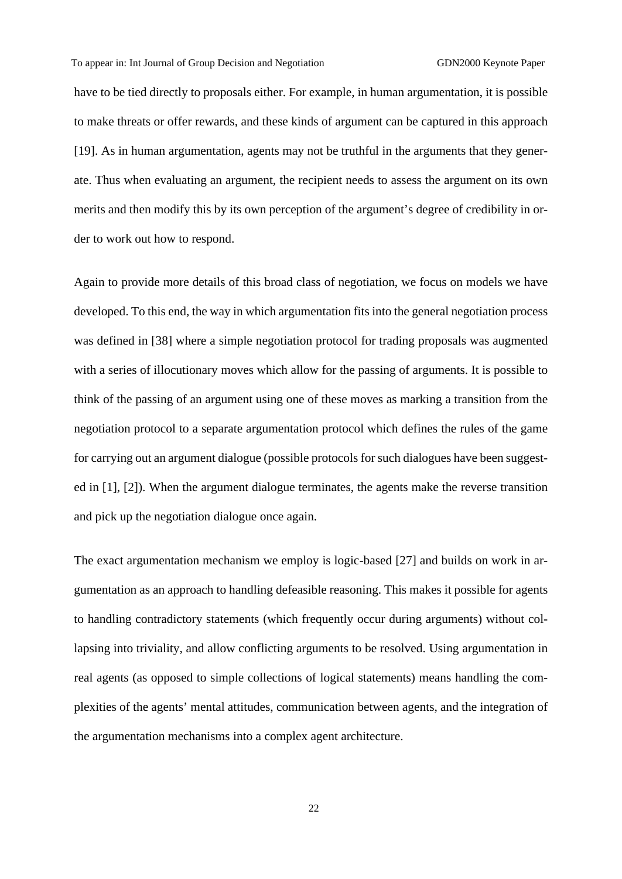have to be tied directly to proposals either. For example, in human argumentation, it is possible to make threats or offer rewards, and these kinds of argument can be captured in this approach [19]. As in human argumentation, agents may not be truthful in the arguments that they generate. Thus when evaluating an argument, the recipient needs to assess the argument on its own merits and then modify this by its own perception of the argument's degree of credibility in order to work out how to respond.

Again to provide more details of this broad class of negotiation, we focus on models we have developed. To this end, the way in which argumentation fits into the general negotiation process was defined in [38] where a simple negotiation protocol for trading proposals was augmented with a series of illocutionary moves which allow for the passing of arguments. It is possible to think of the passing of an argument using one of these moves as marking a transition from the negotiation protocol to a separate argumentation protocol which defines the rules of the game for carrying out an argument dialogue (possible protocols for such dialogues have been suggested in [1], [2]). When the argument dialogue terminates, the agents make the reverse transition and pick up the negotiation dialogue once again.

The exact argumentation mechanism we employ is logic-based [27] and builds on work in argumentation as an approach to handling defeasible reasoning. This makes it possible for agents to handling contradictory statements (which frequently occur during arguments) without collapsing into triviality, and allow conflicting arguments to be resolved. Using argumentation in real agents (as opposed to simple collections of logical statements) means handling the complexities of the agents' mental attitudes, communication between agents, and the integration of the argumentation mechanisms into a complex agent architecture.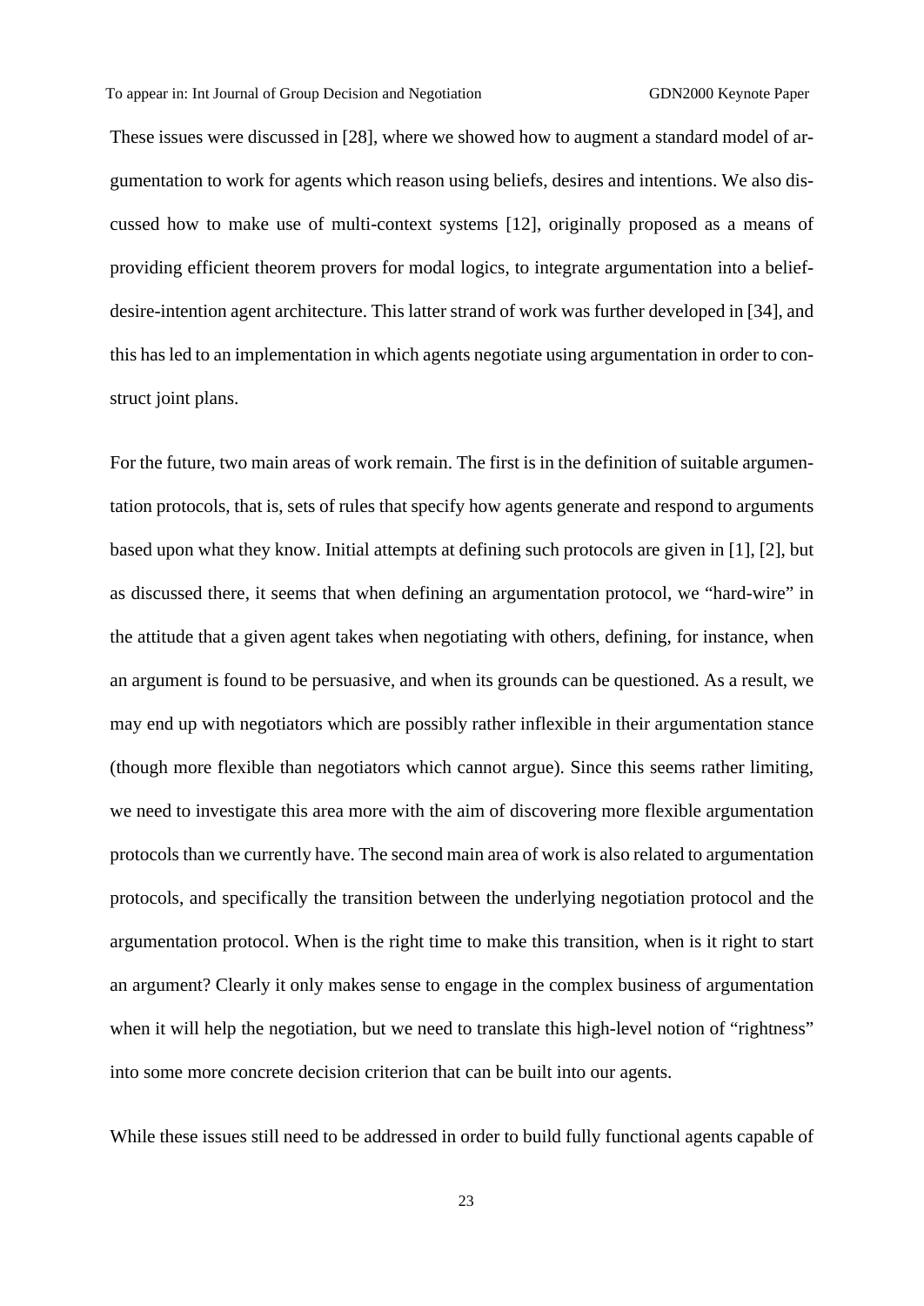These issues were discussed in [28], where we showed how to augment a standard model of argumentation to work for agents which reason using beliefs, desires and intentions. We also discussed how to make use of multi-context systems [12], originally proposed as a means of providing efficient theorem provers for modal logics, to integrate argumentation into a belief-desire-intention agent architecture. This latter strand of work was further developed in [34], and this has led to an implementation in which agents negotiate using argumentation in order to construct joint plans.

For the future, two main areas of work remain. The first is in the definition of suitable argumentation protocols, that is, sets of rules that specify how agents generate and respond to arguments based upon what they know. Initial attempts at defining such protocols are given in [1], [2], but as discussed there, it seems that when defining an argumentation protocol, we "hard-wire" in the attitude that a given agent takes when negotiating with others, defining, for instance, when an argument is found to be persuasive, and when its grounds can be questioned. As a result, we may end up with negotiators which are possibly rather inflexible in their argumentation stance (though more flexible than negotiators which cannot argue). Since this seems rather limiting, we need to investigate this area more with the aim of discovering more flexible argumentation protocols than we currently have. The second main area of work is also related to argumentation protocols, and specifically the transition between the underlying negotiation protocol and the argumentation protocol. When is the right time to make this transition, when is it right to start an argument? Clearly it only makes sense to engage in the complex business of argumentation when it will help the negotiation, but we need to translate this high-level notion of "rightness" into some more concrete decision criterion that can be built into our agents.

While these issues still need to be addressed in order to build fully functional agents capable of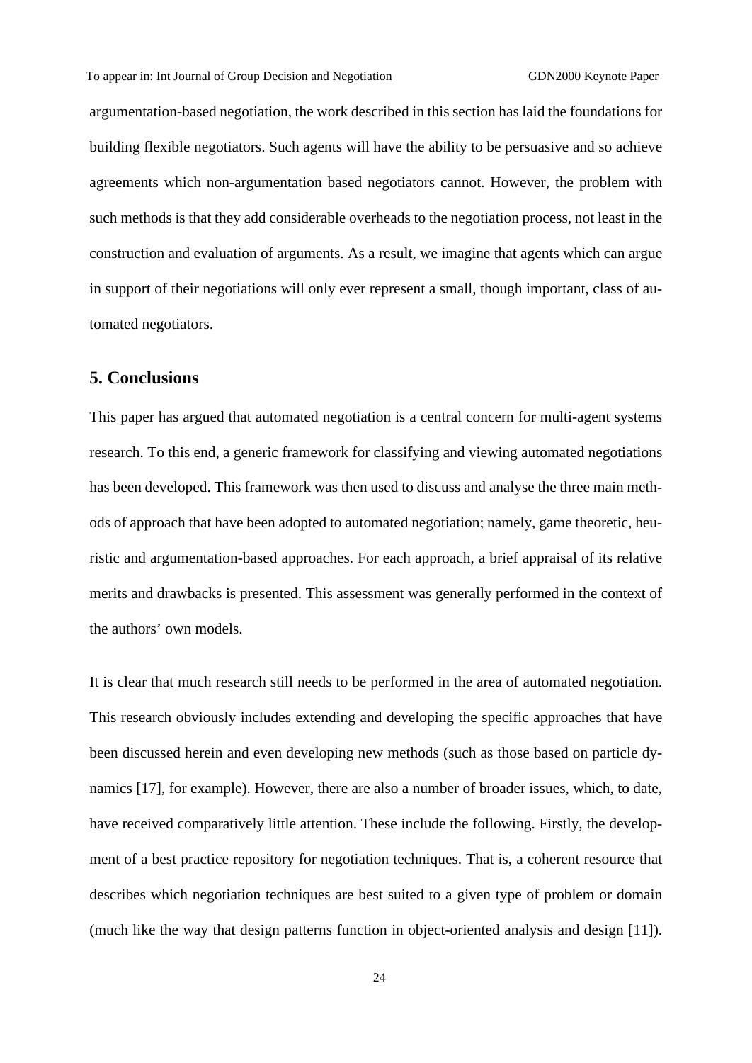argumentation-based negotiation, the work described in this section has laid the foundations for building flexible negotiators. Such agents will have the ability to be persuasive and so achieve agreements which non-argumentation based negotiators cannot. However, the problem with such methods is that they add considerable overheads to the negotiation process, not least in the construction and evaluation of arguments. As a result, we imagine that agents which can argue in support of their negotiations will only ever represent a small, though important, class of automated negotiators.

## 5. Conclusions

This paper has argued that automated negotiation is a central concern for multi-agent systems research. To this end, a generic framework for classifying and viewing automated negotiations has been developed. This framework was then used to discuss and analyse the three main methods of approach that have been adopted to automated negotiation; namely, game theoretic, heuristic and argumentation-based approaches. For each approach, a brief appraisal of its relative merits and drawbacks is presented. This assessment was generally performed in the context of the authors' own models.

It is clear that much research still needs to be performed in the area of automated negotiation. This research obviously includes extending and developing the specific approaches that have been discussed herein and even developing new methods (such as those based on particle dynamics [17], for example). However, there are also a number of broader issues, which, to date, have received comparatively little attention. These include the following. Firstly, the development of a best practice repository for negotiation techniques. That is, a coherent resource that describes which negotiation techniques are best suited to a given type of problem or domain (much like the way that design patterns function in object-oriented analysis and design [11]).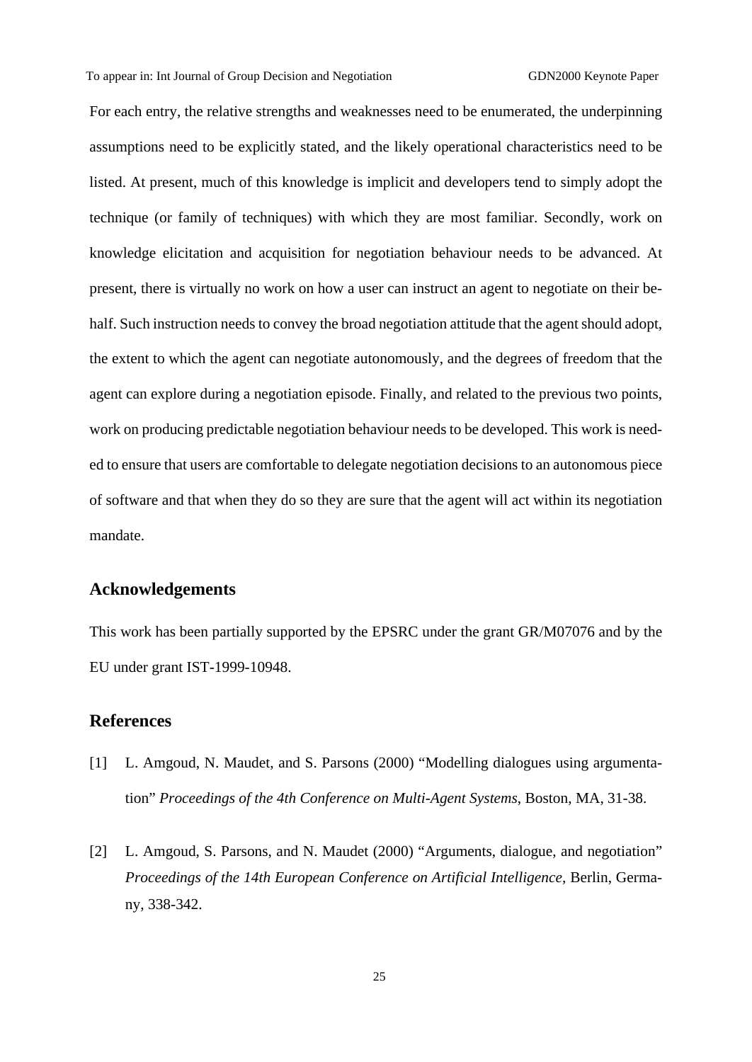For each entry, the relative strengths and weaknesses need to be enumerated, the underpinning assumptions need to be explicitly stated, and the likely operational characteristics need to be listed. At present, much of this knowledge is implicit and developers tend to simply adopt the technique (or family of techniques) with which they are most familiar. Secondly, work on knowledge elicitation and acquisition for negotiation behaviour needs to be advanced. At present, there is virtually no work on how a user can instruct an agent to negotiate on their behalf. Such instruction needs to convey the broad negotiation attitude that the agent should adopt, the extent to which the agent can negotiate autonomously, and the degrees of freedom that the agent can explore during a negotiation episode. Finally, and related to the previous two points, work on producing predictable negotiation behaviour needs to be developed. This work is needed to ensure that users are comfortable to delegate negotiation decisions to an autonomous piece of software and that when they do so they are sure that the agent will act within its negotiation mandate.

## Acknowledgements

This work has been partially supported by the EPSRC under the grant GR/M07076 and by the EU under grant IST-1999-10948.

## References

[1] L. Amgoud, N. Maudet, and S. Parsons (2000) "Modelling dialogues using argumentation" *Proceedings of the 4th Conference on Multi-Agent Systems*, Boston, MA, 31-38.

[2] L. Amgoud, S. Parsons, and N. Maudet (2000) "Arguments, dialogue, and negotiation" *Proceedings of the 14th European Conference on Artificial Intelligence*, Berlin, Germany, 338-342.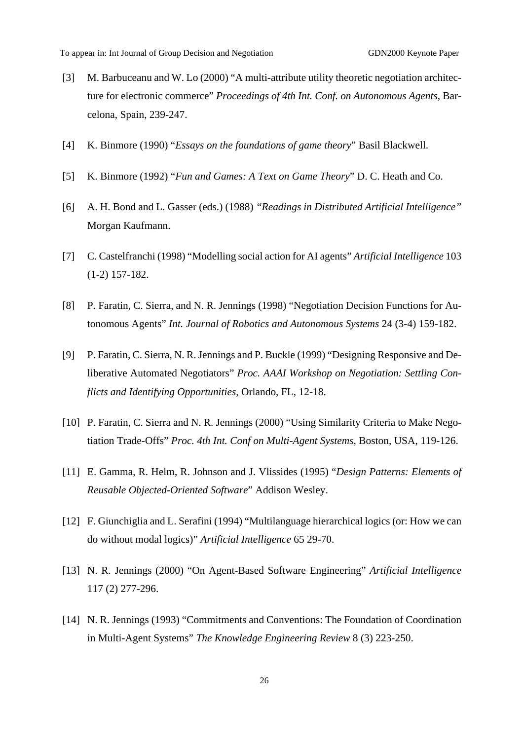[3] M. Barbuceanu and W. Lo (2000) "A multi-attribute utility theoretic negotiation architecture for electronic commerce" *Proceedings of 4th Int. Conf. on Autonomous Agents*, Barcelona, Spain, 239-247.

[4] K. Binmore (1990) "*Essays on the foundations of game theory*" Basil Blackwell.

[5] K. Binmore (1992) "*Fun and Games: A Text on Game Theory*" D. C. Heath and Co.

[6] A. H. Bond and L. Gasser (eds.) (1988) *"Readings in Distributed Artificial Intelligence"* Morgan Kaufmann.

[7] C. Castelfranchi (1998) "Modelling social action for AI agents" *Artificial Intelligence* 103 (1-2) 157-182.

[8] P. Faratin, C. Sierra, and N. R. Jennings (1998) "Negotiation Decision Functions for Autonomous Agents" *Int. Journal of Robotics and Autonomous Systems* 24 (3-4) 159-182.

[9] P. Faratin, C. Sierra, N. R. Jennings and P. Buckle (1999) "Designing Responsive and Deliberative Automated Negotiators" *Proc. AAAI Workshop on Negotiation: Settling Conflicts and Identifying Opportunities*, Orlando, FL, 12-18.

[10] P. Faratin, C. Sierra and N. R. Jennings (2000) "Using Similarity Criteria to Make Negotiation Trade-Offs" *Proc. 4th Int. Conf on Multi-Agent Systems*, Boston, USA, 119-126.

[11] E. Gamma, R. Helm, R. Johnson and J. Vlissides (1995) "*Design Patterns: Elements of Reusable Objected-Oriented Software*" Addison Wesley.

[12] F. Giunchiglia and L. Serafini (1994) "Multilanguage hierarchical logics (or: How we can do without modal logics)" *Artificial Intelligence* 65 29-70.

[13] N. R. Jennings (2000) "On Agent-Based Software Engineering" *Artificial Intelligence* 117 (2) 277-296.

[14] N. R. Jennings (1993) "Commitments and Conventions: The Foundation of Coordination in Multi-Agent Systems" *The Knowledge Engineering Review* 8 (3) 223-250.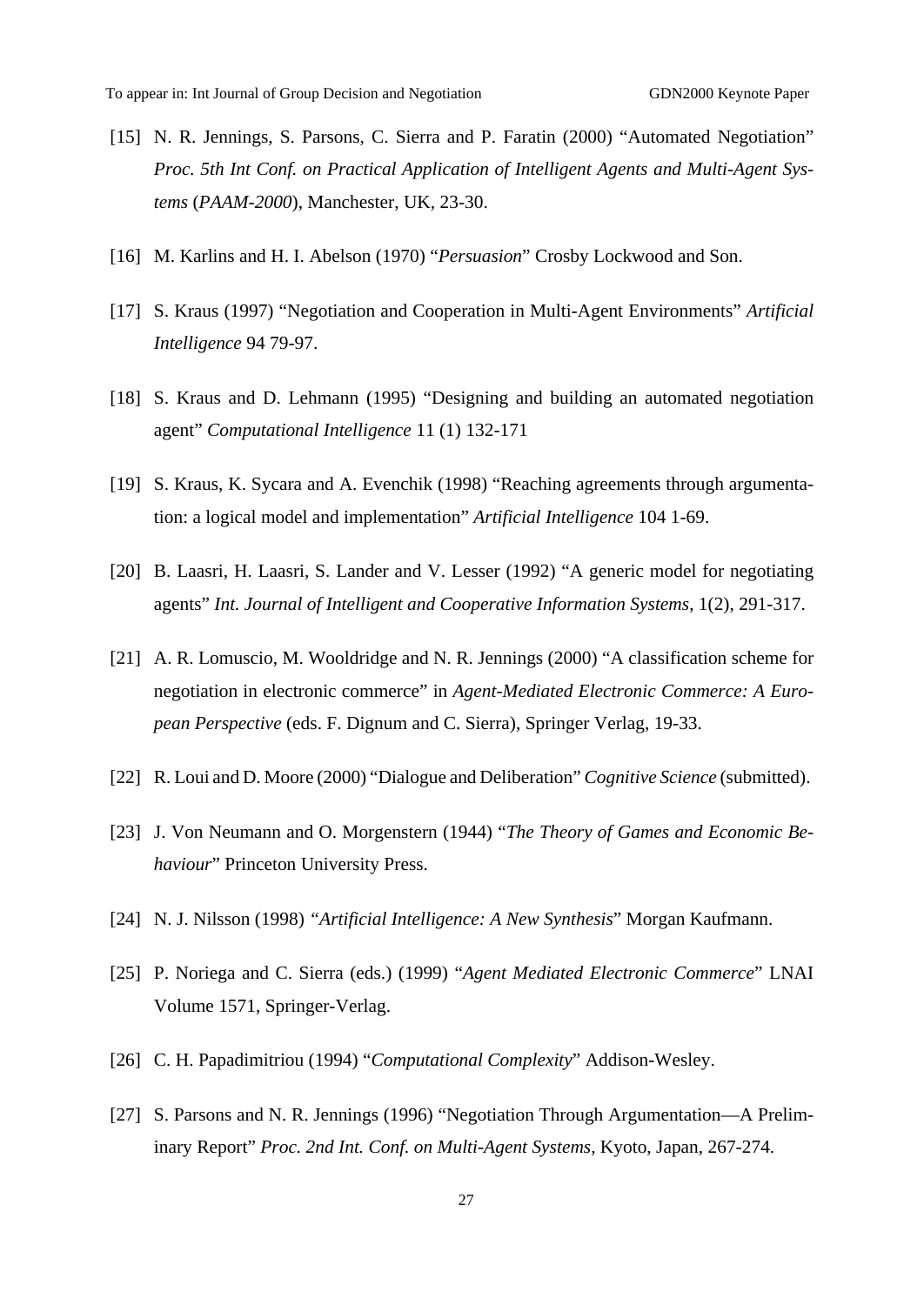[15] N. R. Jennings, S. Parsons, C. Sierra and P. Faratin (2000) "Automated Negotiation" *Proc. 5th Int Conf. on Practical Application of Intelligent Agents and Multi-Agent Systems* (*PAAM-2000*), Manchester, UK, 23-30.

[16] M. Karlins and H. I. Abelson (1970) "*Persuasion*" Crosby Lockwood and Son.

[17] S. Kraus (1997) "Negotiation and Cooperation in Multi-Agent Environments" *Artificial Intelligence* 94 79-97.

[18] S. Kraus and D. Lehmann (1995) "Designing and building an automated negotiation agent" *Computational Intelligence* 11 (1) 132-171

[19] S. Kraus, K. Sycara and A. Evenchik (1998) "Reaching agreements through argumentation: a logical model and implementation" *Artificial Intelligence* 104 1-69.

[20] B. Laasri, H. Laasri, S. Lander and V. Lesser (1992) "A generic model for negotiating agents" *Int. Journal of Intelligent and Cooperative Information Systems*, 1(2), 291-317.

[21] A. R. Lomuscio, M. Wooldridge and N. R. Jennings (2000) "A classification scheme for negotiation in electronic commerce" in *Agent-Mediated Electronic Commerce: A European Perspective* (eds. F. Dignum and C. Sierra), Springer Verlag, 19-33.

[22] R. Loui and D. Moore (2000) "Dialogue and Deliberation" *Cognitive Science* (submitted).

[23] J. Von Neumann and O. Morgenstern (1944) "*The Theory of Games and Economic Behaviour*" Princeton University Press.

[24] N. J. Nilsson (1998) "*Artificial Intelligence: A New Synthesis*" Morgan Kaufmann.

[25] P. Noriega and C. Sierra (eds.) (1999) "*Agent Mediated Electronic Commerce*" LNAI Volume 1571, Springer-Verlag.

[26] C. H. Papadimitriou (1994) "*Computational Complexity*" Addison-Wesley.

[27] S. Parsons and N. R. Jennings (1996) "Negotiation Through Argumentation—A Preliminary Report" *Proc. 2nd Int. Conf. on Multi-Agent Systems*, Kyoto, Japan, 267-274.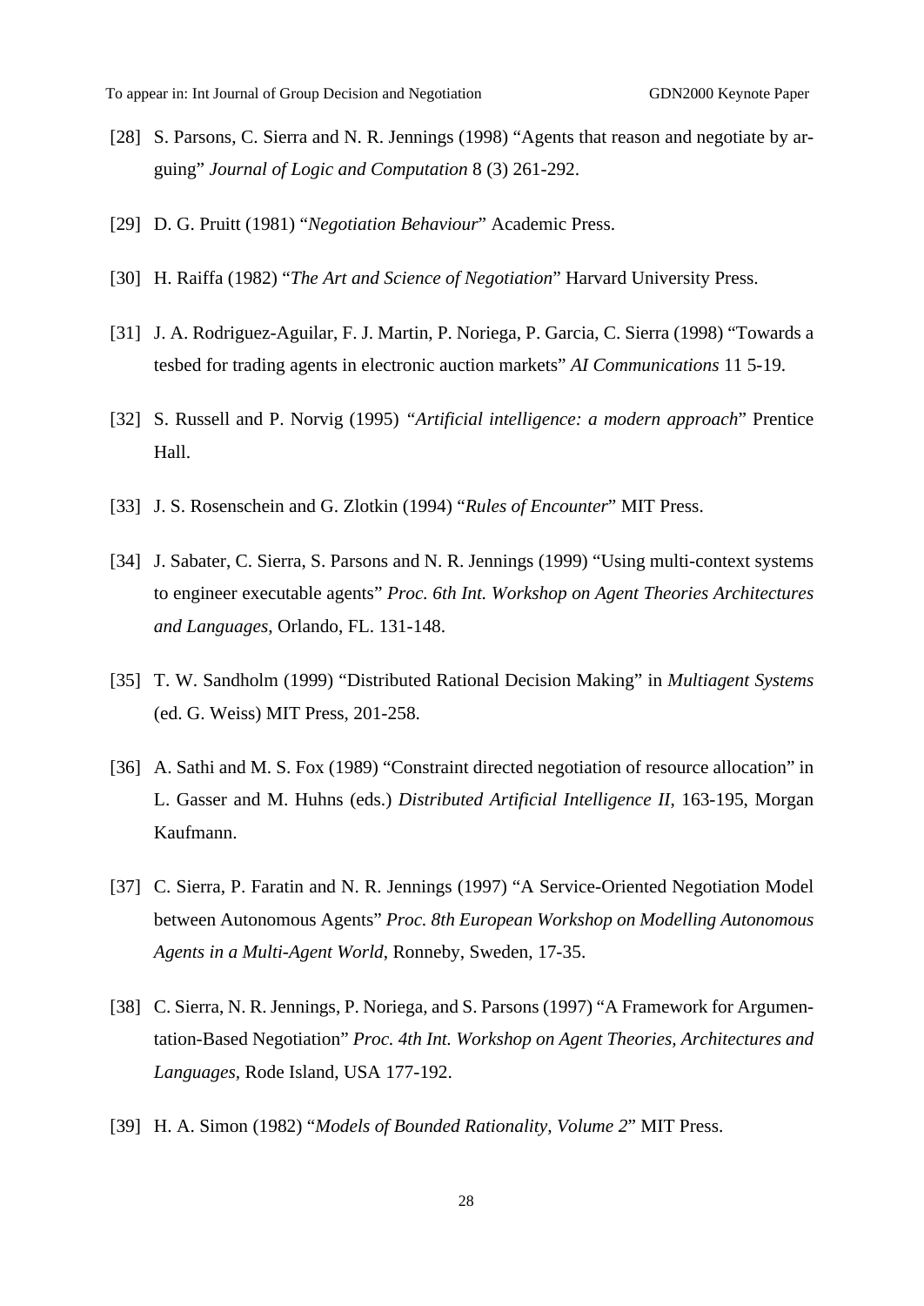[28] S. Parsons, C. Sierra and N. R. Jennings (1998) "Agents that reason and negotiate by arguing" *Journal of Logic and Computation* 8 (3) 261-292.

[29] D. G. Pruitt (1981) "*Negotiation Behaviour*" Academic Press.

[30] H. Raiffa (1982) "*The Art and Science of Negotiation*" Harvard University Press.

[31] J. A. Rodriguez-Aguilar, F. J. Martin, P. Noriega, P. Garcia, C. Sierra (1998) "Towards a tesbed for trading agents in electronic auction markets" *AI Communications* 11 5-19.

[32] S. Russell and P. Norvig (1995) "*Artificial intelligence: a modern approach*" Prentice Hall.

[33] J. S. Rosenschein and G. Zlotkin (1994) "*Rules of Encounter*" MIT Press.

[34] J. Sabater, C. Sierra, S. Parsons and N. R. Jennings (1999) "Using multi-context systems to engineer executable agents" *Proc. 6th Int. Workshop on Agent Theories Architectures and Languages*, Orlando, FL. 131-148.

[35] T. W. Sandholm (1999) "Distributed Rational Decision Making" in *Multiagent Systems* (ed. G. Weiss) MIT Press, 201-258.

[36] A. Sathi and M. S. Fox (1989) "Constraint directed negotiation of resource allocation" in L. Gasser and M. Huhns (eds.) *Distributed Artificial Intelligence II*, 163-195, Morgan Kaufmann.

[37] C. Sierra, P. Faratin and N. R. Jennings (1997) "A Service-Oriented Negotiation Model between Autonomous Agents" *Proc. 8th European Workshop on Modelling Autonomous Agents in a Multi-Agent World*, Ronneby, Sweden, 17-35.

[38] C. Sierra, N. R. Jennings, P. Noriega, and S. Parsons (1997) "A Framework for Argumentation-Based Negotiation" *Proc. 4th Int. Workshop on Agent Theories, Architectures and Languages*, Rode Island, USA 177-192.

[39] H. A. Simon (1982) "*Models of Bounded Rationality, Volume 2*" MIT Press.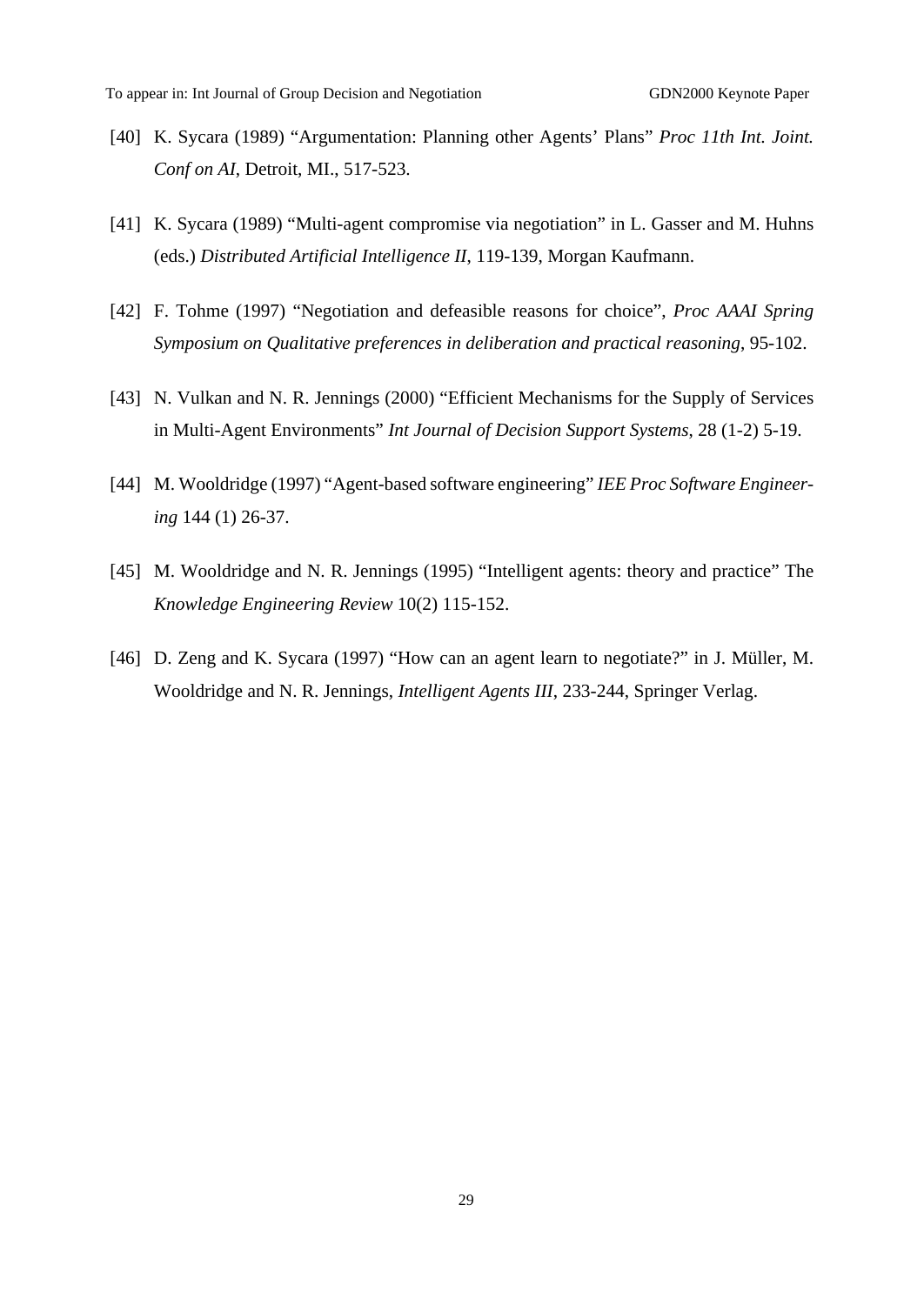[40] K. Sycara (1989) “Argumentation: Planning other Agents’ Plans” *Proc 11th Int. Joint. Conf on AI*, Detroit, MI., 517-523.

[41] K. Sycara (1989) “Multi-agent compromise via negotiation” in L. Gasser and M. Huhns (eds.) *Distributed Artificial Intelligence II*, 119-139, Morgan Kaufmann.

[42] F. Tohme (1997) “Negotiation and defeasible reasons for choice”, *Proc AAAI Spring Symposium on Qualitative preferences in deliberation and practical reasoning*, 95-102.

[43] N. Vulkan and N. R. Jennings (2000) “Efficient Mechanisms for the Supply of Services in Multi-Agent Environments” *Int Journal of Decision Support Systems*, 28 (1-2) 5-19.

[44] M. Wooldridge (1997) “Agent-based software engineering” *IEE Proc Software Engineering* 144 (1) 26-37.

[45] M. Wooldridge and N. R. Jennings (1995) “Intelligent agents: theory and practice” The *Knowledge Engineering Review* 10(2) 115-152.

[46] D. Zeng and K. Sycara (1997) “How can an agent learn to negotiate?” in J. Müller, M. Wooldridge and N. R. Jennings, *Intelligent Agents III*, 233-244, Springer Verlag.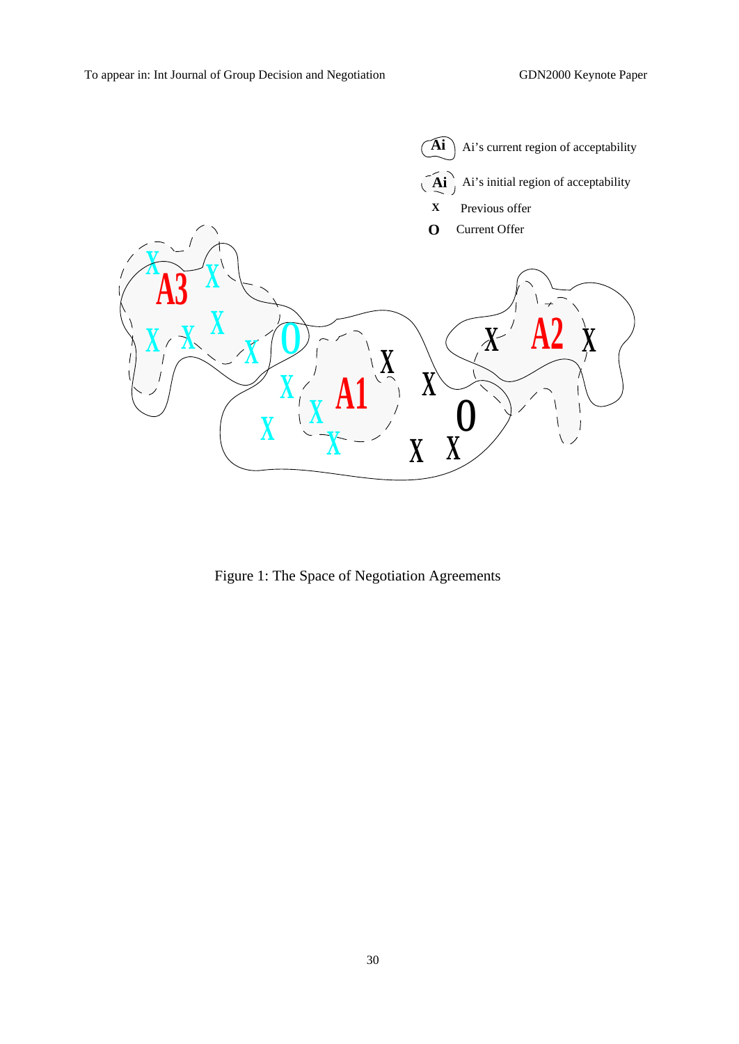Ai Ai's current region of acceptability

Ai Ai's initial region of acceptability

X Previous offer

O Current Offer

A3

A2

A1

Figure 1: The Space of Negotiation Agreements